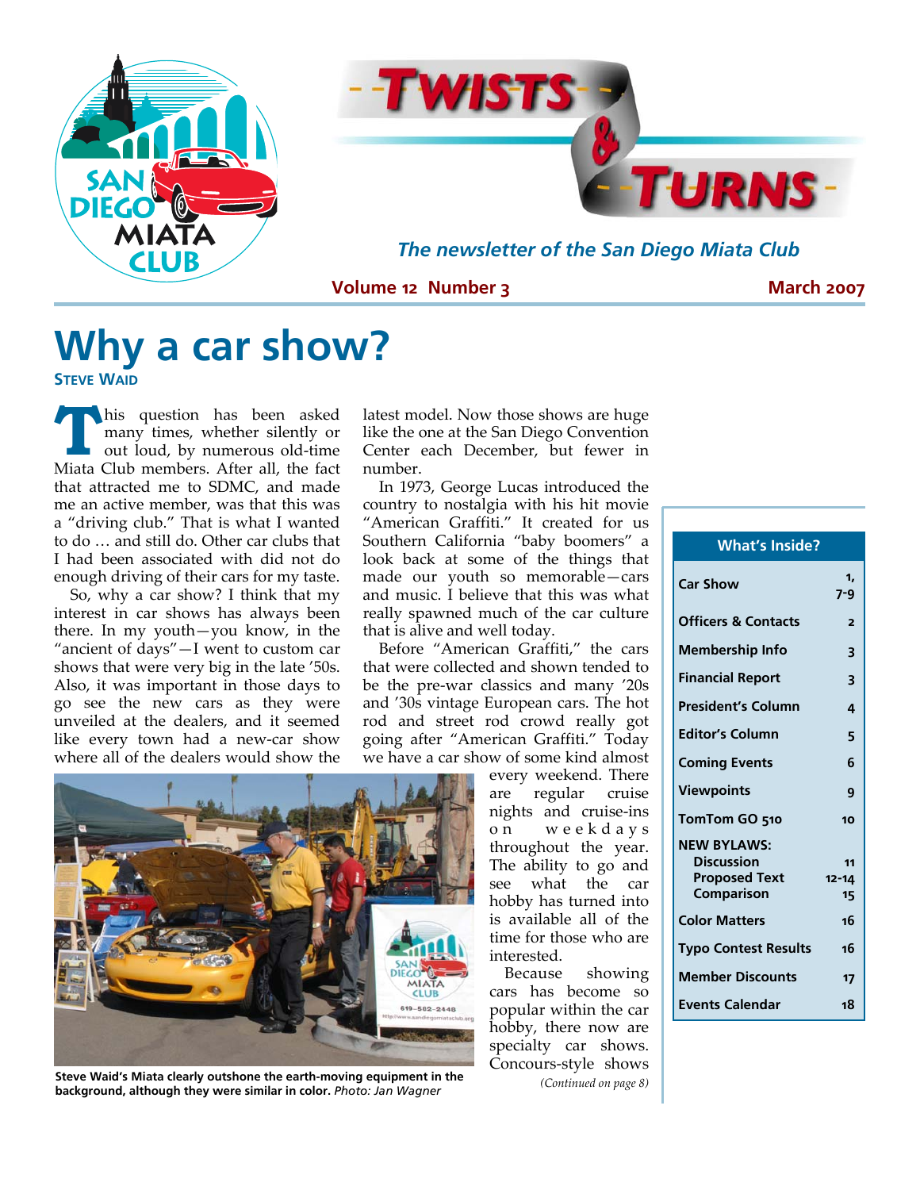# Twists & Turns

*The newsletter of the San Diego Miata Club*

**Volume 12 Number 3** — **March 2007**

# Why a car show?

**Steve Waid**

This question has been asked many times, whether silently or out loud, by numerous old-time Miata Club members. After all, the fact that attracted me to SDMC, and made me an active member, was that this was a "driving club." That is what I wanted to do … and still do. Other car clubs that I had been associated with did not do enough driving of their cars for my taste.

So, why a car show? I think that my interest in car shows has always been there. In my youth—you know, in the "ancient of days"—I went to custom car shows that were very big in the late '50s. Also, it was important in those days to go see the new cars as they were unveiled at the dealers, and it seemed like every town had a new-car show where all of the dealers would show the latest model. Now those shows are huge like the one at the San Diego Convention Center each December, but fewer in number.

In 1973, George Lucas introduced the country to nostalgia with his hit movie "American Graffiti." It created for us Southern California "baby boomers" a look back at some of the things that made our youth so memorable—cars and music. I believe that this was what really spawned much of the car culture that is alive and well today.

Before "American Graffiti," the cars that were collected and shown tended to be the pre-war classics and many '20s and '30s vintage European cars. The hot rod and street rod crowd really got going after "American Graffiti." Today we have a car show of some kind almost every weekend. There are regular cruise nights and cruise-ins on weekdays throughout the year. The ability to go and see what the car hobby has turned into is available all of the time for those who are interested.

Because showing cars has become so popular within the car hobby, there now are specialty car shows. Concours-style shows

*(Continued on page 8)*

**Steve Waid's Miata clearly outshone the earth-moving equipment in the background, although they were similar in color.** *Photo: Jan Wagner*

| What's Inside? | |
|---|---|
| Car Show | 1, 7-9 |
| Officers & Contacts | 2 |
| Membership Info | 3 |
| Financial Report | 3 |
| President's Column | 4 |
| Editor's Column | 5 |
| Coming Events | 6 |
| Viewpoints | 9 |
| TomTom GO 510 | 10 |
| NEW BYLAWS: | |
| Discussion | 11 |
| Proposed Text | 12-14 |
| Comparison | 15 |
| Color Matters | 16 |
| Typo Contest Results | 16 |
| Member Discounts | 17 |
| Events Calendar | 18 |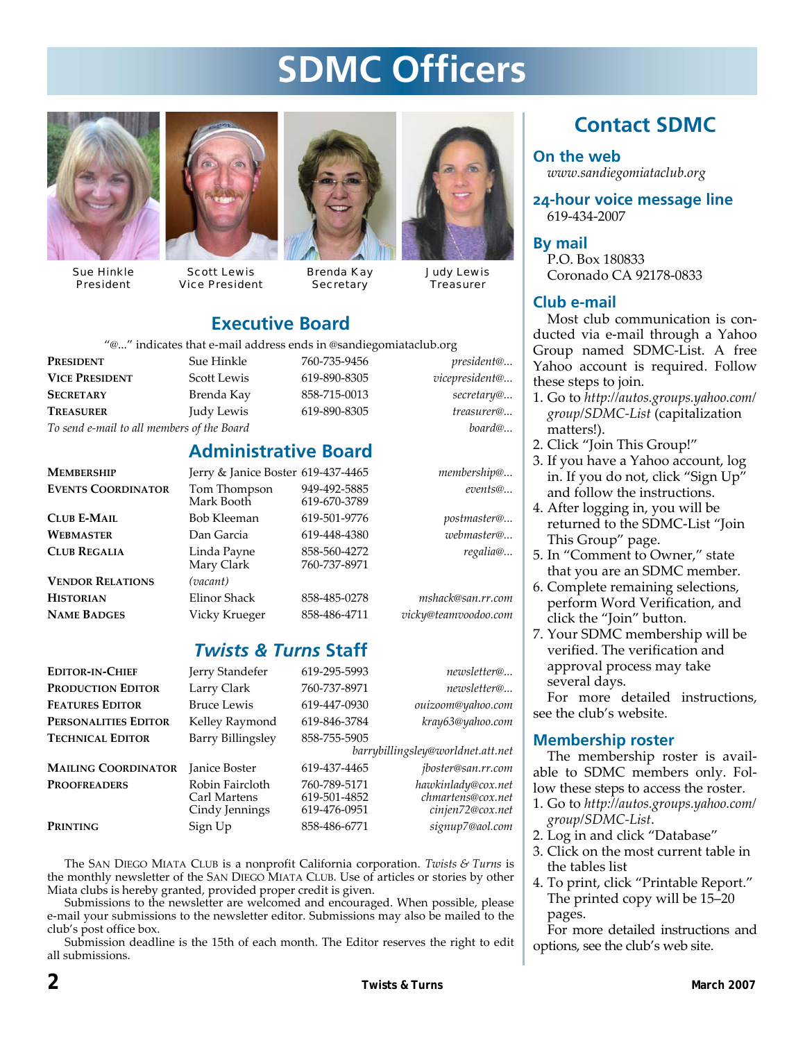# SDMC Officers

Sue Hinkle
President

Scott Lewis
Vice President

Brenda Kay
Secretary

Judy Lewis
Treasurer

## Executive Board

"@..." indicates that e-mail address ends in @sandiegomiataclub.org

| | | | |
|---|---|---|---|
| **President** | Sue Hinkle | 760-735-9456 | *president@...* |
| **Vice President** | Scott Lewis | 619-890-8305 | *vicepresident@...* |
| **Secretary** | Brenda Kay | 858-715-0013 | *secretary@...* |
| **Treasurer** | Judy Lewis | 619-890-8305 | *treasurer@...* |
| *To send e-mail to all members of the Board* | | | *board@...* |

## Administrative Board

| | | | |
|---|---|---|---|
| **Membership** | Jerry & Janice Boster | 619-437-4465 | *membership@...* |
| **Events Coordinator** | Tom Thompson<br>Mark Booth | 949-492-5885<br>619-670-3789 | *events@...* |
| **Club E-Mail** | Bob Kleeman | 619-501-9776 | *postmaster@...* |
| **Webmaster** | Dan Garcia | 619-448-4380 | *webmaster@...* |
| **Club Regalia** | Linda Payne<br>Mary Clark | 858-560-4272<br>760-737-8971 | *regalia@...* |
| **Vendor Relations** | *(vacant)* | | |
| **Historian** | Elinor Shack | 858-485-0278 | *mshack@san.rr.com* |
| **Name Badges** | Vicky Krueger | 858-486-4711 | *vicky@teamvoodoo.com* |

## *Twists & Turns* Staff

| | | | |
|---|---|---|---|
| **Editor-in-Chief** | Jerry Standefer | 619-295-5993 | *newsletter@...* |
| **Production Editor** | Larry Clark | 760-737-8971 | *newsletter@...* |
| **Features Editor** | Bruce Lewis | 619-447-0930 | *ouizoom@yahoo.com* |
| **Personalities Editor** | Kelley Raymond | 619-846-3784 | *kray63@yahoo.com* |
| **Technical Editor** | Barry Billingsley | 858-755-5905 | *barrybillingsley@worldnet.att.net* |
| **Mailing Coordinator** | Janice Boster | 619-437-4465 | *jboster@san.rr.com* |
| **Proofreaders** | Robin Faircloth<br>Carl Martens<br>Cindy Jennings | 760-789-5171<br>619-501-4852<br>619-476-0951 | *hawkinlady@cox.net*<br>*chmartens@cox.net*<br>*cinjen72@cox.net* |
| **Printing** | Sign Up | 858-486-6771 | *signup7@aol.com* |

The San Diego Miata Club is a nonprofit California corporation. *Twists & Turns* is the monthly newsletter of the San Diego Miata Club. Use of articles or stories by other Miata clubs is hereby granted, provided proper credit is given.

Submissions to the newsletter are welcomed and encouraged. When possible, please e-mail your submissions to the newsletter editor. Submissions may also be mailed to the club's post office box.

Submission deadline is the 15th of each month. The Editor reserves the right to edit all submissions.

## Contact SDMC

### On the web

*www.sandiegomiataclub.org*

### 24-hour voice message line

619-434-2007

### By mail

P.O. Box 180833
Coronado CA 92178-0833

### Club e-mail

Most club communication is conducted via e-mail through a Yahoo Group named SDMC-List. A free Yahoo account is required. Follow these steps to join.

1. Go to *http://autos.groups.yahoo.com/group/SDMC-List* (capitalization matters!).
2. Click "Join This Group!"
3. If you have a Yahoo account, log in. If you do not, click "Sign Up" and follow the instructions.
4. After logging in, you will be returned to the SDMC-List "Join This Group" page.
5. In "Comment to Owner," state that you are an SDMC member.
6. Complete remaining selections, perform Word Verification, and click the "Join" button.
7. Your SDMC membership will be verified. The verification and approval process may take several days.

For more detailed instructions, see the club's website.

### Membership roster

The membership roster is available to SDMC members only. Follow these steps to access the roster.

1. Go to *http://autos.groups.yahoo.com/group/SDMC-List*.
2. Log in and click "Database"
3. Click on the most current table in the tables list
4. To print, click "Printable Report." The printed copy will be 15–20 pages.

For more detailed instructions and options, see the club's web site.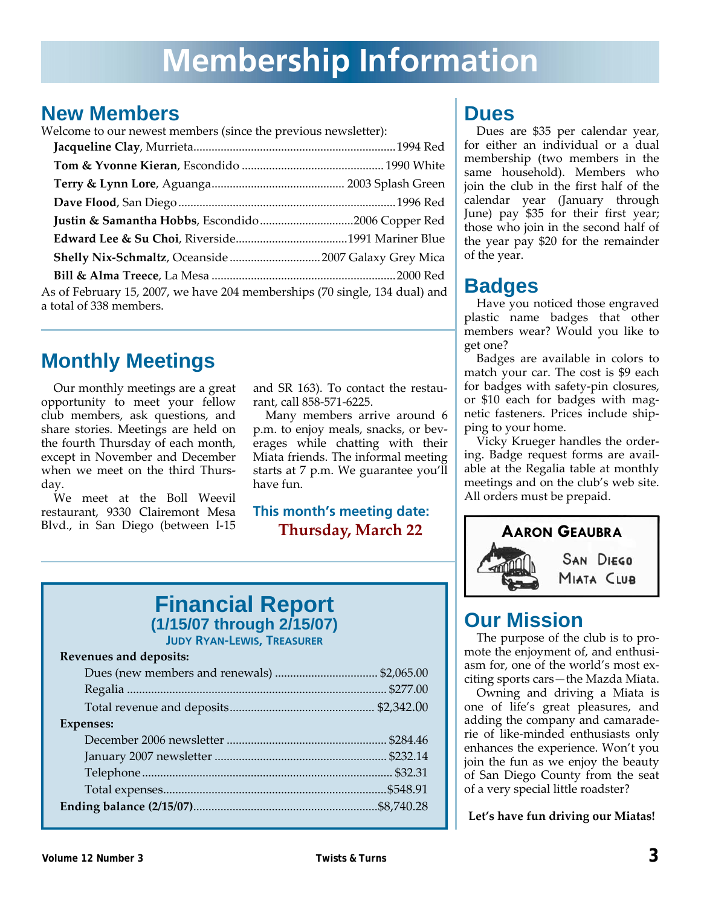# Membership Information

## New Members

Welcome to our newest members (since the previous newsletter):

- **Jacqueline Clay**, Murrieta — 1994 Red
- **Tom & Yvonne Kieran**, Escondido — 1990 White
- **Terry & Lynn Lore**, Aguanga — 2003 Splash Green
- **Dave Flood**, San Diego — 1996 Red
- **Justin & Samantha Hobbs**, Escondido — 2006 Copper Red
- **Edward Lee & Su Choi**, Riverside — 1991 Mariner Blue
- **Shelly Nix-Schmaltz**, Oceanside — 2007 Galaxy Grey Mica
- **Bill & Alma Treece**, La Mesa — 2000 Red

As of February 15, 2007, we have 204 memberships (70 single, 134 dual) and a total of 338 members.

## Monthly Meetings

Our monthly meetings are a great opportunity to meet your fellow club members, ask questions, and share stories. Meetings are held on the fourth Thursday of each month, except in November and December when we meet on the third Thursday.

We meet at the Boll Weevil restaurant, 9330 Clairemont Mesa Blvd., in San Diego (between I-15 and SR 163). To contact the restaurant, call 858-571-6225.

Many members arrive around 6 p.m. to enjoy meals, snacks, or beverages while chatting with their Miata friends. The informal meeting starts at 7 p.m. We guarantee you'll have fun.

**This month's meeting date:**
**Thursday, March 22**

## Financial Report
### (1/15/07 through 2/15/07)
**Judy Ryan-Lewis, Treasurer**

| | |
|---|---|
| **Revenues and deposits:** | |
| Dues (new members and renewals) | $2,065.00 |
| Regalia | $277.00 |
| Total revenue and deposits | $2,342.00 |
| **Expenses:** | |
| December 2006 newsletter | $284.46 |
| January 2007 newsletter | $232.14 |
| Telephone | $32.31 |
| Total expenses | $548.91 |
| **Ending balance (2/15/07)** | $8,740.28 |

## Dues

Dues are $35 per calendar year, for either an individual or a dual membership (two members in the same household). Members who join the club in the first half of the calendar year (January through June) pay $35 for their first year; those who join in the second half of the year pay $20 for the remainder of the year.

## Badges

Have you noticed those engraved plastic name badges that other members wear? Would you like to get one?

Badges are available in colors to match your car. The cost is $9 each for badges with safety-pin closures, or $10 each for badges with magnetic fasteners. Prices include shipping to your home.

Vicky Krueger handles the ordering. Badge request forms are available at the Regalia table at monthly meetings and on the club's web site. All orders must be prepaid.

AARON GEAUBRA
SAN DIEGO MIATA CLUB

## Our Mission

The purpose of the club is to promote the enjoyment of, and enthusiasm for, one of the world's most exciting sports cars—the Mazda Miata.

Owning and driving a Miata is one of life's great pleasures, and adding the company and camaraderie of like-minded enthusiasts only enhances the experience. Won't you join the fun as we enjoy the beauty of San Diego County from the seat of a very special little roadster?

**Let's have fun driving our Miatas!**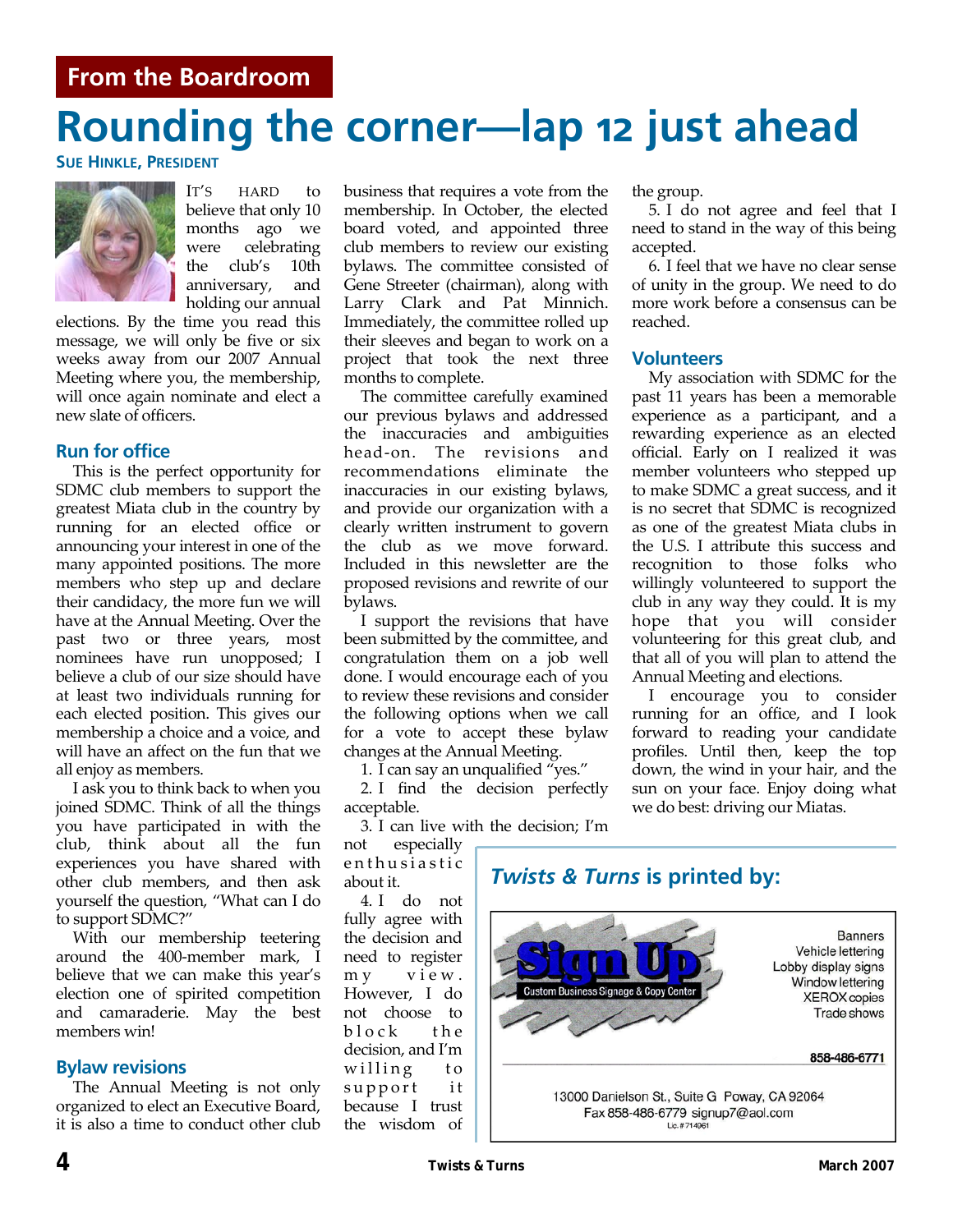From the Boardroom

# Rounding the corner—lap 12 just ahead

**Sue Hinkle, President**

It's hard to believe that only 10 months ago we were celebrating the club's 10th anniversary, and holding our annual elections. By the time you read this message, we will only be five or six weeks away from our 2007 Annual Meeting where you, the membership, will once again nominate and elect a new slate of officers.

## Run for office

This is the perfect opportunity for SDMC club members to support the greatest Miata club in the country by running for an elected office or announcing your interest in one of the many appointed positions. The more members who step up and declare their candidacy, the more fun we will have at the Annual Meeting. Over the past two or three years, most nominees have run unopposed; I believe a club of our size should have at least two individuals running for each elected position. This gives our membership a choice and a voice, and will have an affect on the fun that we all enjoy as members.

I ask you to think back to when you joined SDMC. Think of all the things you have participated in with the club, think about all the fun experiences you have shared with other club members, and then ask yourself the question, "What can I do to support SDMC?"

With our membership teetering around the 400-member mark, I believe that we can make this year's election one of spirited competition and camaraderie. May the best members win!

## Bylaw revisions

The Annual Meeting is not only organized to elect an Executive Board, it is also a time to conduct other club business that requires a vote from the membership. In October, the elected board voted, and appointed three club members to review our existing bylaws. The committee consisted of Gene Streeter (chairman), along with Larry Clark and Pat Minnich. Immediately, the committee rolled up their sleeves and began to work on a project that took the next three months to complete.

The committee carefully examined our previous bylaws and addressed the inaccuracies and ambiguities head-on. The revisions and recommendations eliminate the inaccuracies in our existing bylaws, and provide our organization with a clearly written instrument to govern the club as we move forward. Included in this newsletter are the proposed revisions and rewrite of our bylaws.

I support the revisions that have been submitted by the committee, and congratulation them on a job well done. I would encourage each of you to review these revisions and consider the following options when we call for a vote to accept these bylaw changes at the Annual Meeting.

1. I can say an unqualified "yes."
2. I find the decision perfectly acceptable.
3. I can live with the decision; I'm not especially enthusiastic about it.
4. I do not fully agree with the decision and need to register my view. However, I do not choose to block the decision, and I'm willing to support it because I trust the wisdom of the group.
5. I do not agree and feel that I need to stand in the way of this being accepted.
6. I feel that we have no clear sense of unity in the group. We need to do more work before a consensus can be reached.

## Volunteers

My association with SDMC for the past 11 years has been a memorable experience as a participant, and a rewarding experience as an elected official. Early on I realized it was member volunteers who stepped up to make SDMC a great success, and it is no secret that SDMC is recognized as one of the greatest Miata clubs in the U.S. I attribute this success and recognition to those folks who willingly volunteered to support the club in any way they could. It is my hope that you will consider volunteering for this great club, and that all of you will plan to attend the Annual Meeting and elections.

I encourage you to consider running for an office, and I look forward to reading your candidate profiles. Until then, keep the top down, the wind in your hair, and the sun on your face. Enjoy doing what we do best: driving our Miatas.

---

## *Twists & Turns* is printed by:

**Sign Up** — Custom Business Signage & Copy Center

Banners
Vehicle lettering
Lobby display signs
Window lettering
XEROX copies
Trade shows

858-486-6771

13000 Danielson St., Suite G Poway, CA 92064
Fax 858-486-6779 signup7@aol.com
Lic.# 714961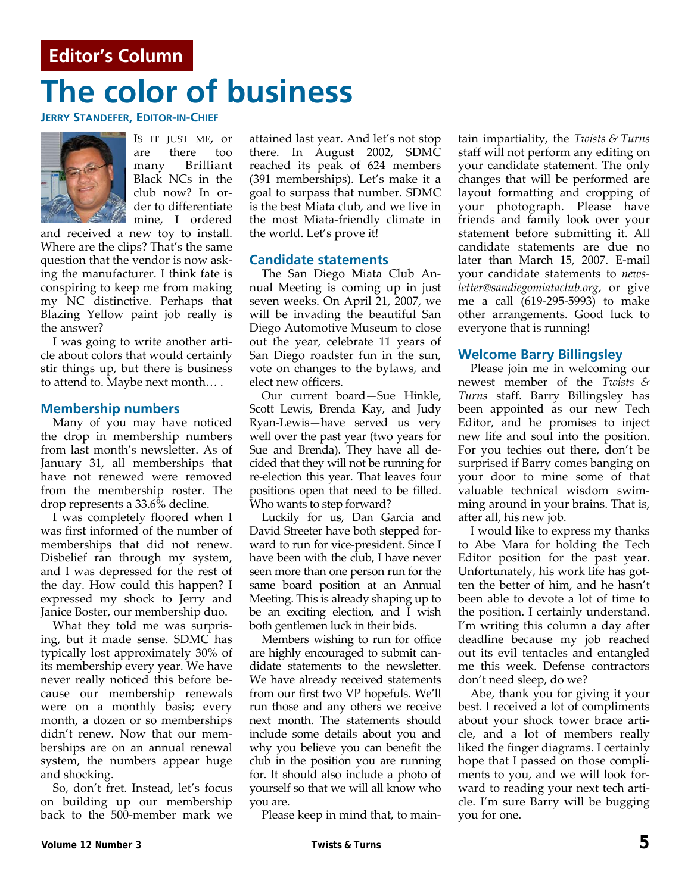Editor's Column

# The color of business

**Jerry Standefer, Editor-in-Chief**

Is it just me, or are there too many Brilliant Black NCs in the club now? In order to differentiate mine, I ordered and received a new toy to install. Where are the clips? That's the same question that the vendor is now asking the manufacturer. I think fate is conspiring to keep me from making my NC distinctive. Perhaps that Blazing Yellow paint job really is the answer?

I was going to write another article about colors that would certainly stir things up, but there is business to attend to. Maybe next month… .

## Membership numbers

Many of you may have noticed the drop in membership numbers from last month's newsletter. As of January 31, all memberships that have not renewed were removed from the membership roster. The drop represents a 33.6% decline.

I was completely floored when I was first informed of the number of memberships that did not renew. Disbelief ran through my system, and I was depressed for the rest of the day. How could this happen? I expressed my shock to Jerry and Janice Boster, our membership duo.

What they told me was surprising, but it made sense. SDMC has typically lost approximately 30% of its membership every year. We have never really noticed this before because our membership renewals were on a monthly basis; every month, a dozen or so memberships didn't renew. Now that our memberships are on an annual renewal system, the numbers appear huge and shocking.

So, don't fret. Instead, let's focus on building up our membership back to the 500-member mark we attained last year. And let's not stop there. In August 2002, SDMC reached its peak of 624 members (391 memberships). Let's make it a goal to surpass that number. SDMC is the best Miata club, and we live in the most Miata-friendly climate in the world. Let's prove it!

## Candidate statements

The San Diego Miata Club Annual Meeting is coming up in just seven weeks. On April 21, 2007, we will be invading the beautiful San Diego Automotive Museum to close out the year, celebrate 11 years of San Diego roadster fun in the sun, vote on changes to the bylaws, and elect new officers.

Our current board—Sue Hinkle, Scott Lewis, Brenda Kay, and Judy Ryan-Lewis—have served us very well over the past year (two years for Sue and Brenda). They have all decided that they will not be running for re-election this year. That leaves four positions open that need to be filled. Who wants to step forward?

Luckily for us, Dan Garcia and David Streeter have both stepped forward to run for vice-president. Since I have been with the club, I have never seen more than one person run for the same board position at an Annual Meeting. This is already shaping up to be an exciting election, and I wish both gentlemen luck in their bids.

Members wishing to run for office are highly encouraged to submit candidate statements to the newsletter. We have already received statements from our first two VP hopefuls. We'll run those and any others we receive next month. The statements should include some details about you and why you believe you can benefit the club in the position you are running for. It should also include a photo of yourself so that we will all know who you are.

Please keep in mind that, to maintain impartiality, the *Twists & Turns* staff will not perform any editing on your candidate statement. The only changes that will be performed are layout formatting and cropping of your photograph. Please have friends and family look over your statement before submitting it. All candidate statements are due no later than March 15, 2007. E-mail your candidate statements to *newsletter@sandiegomiataclub.org*, or give me a call (619-295-5993) to make other arrangements. Good luck to everyone that is running!

## Welcome Barry Billingsley

Please join me in welcoming our newest member of the *Twists & Turns* staff. Barry Billingsley has been appointed as our new Tech Editor, and he promises to inject new life and soul into the position. For you techies out there, don't be surprised if Barry comes banging on your door to mine some of that valuable technical wisdom swimming around in your brains. That is, after all, his new job.

I would like to express my thanks to Abe Mara for holding the Tech Editor position for the past year. Unfortunately, his work life has gotten the better of him, and he hasn't been able to devote a lot of time to the position. I certainly understand. I'm writing this column a day after deadline because my job reached out its evil tentacles and entangled me this week. Defense contractors don't need sleep, do we?

Abe, thank you for giving it your best. I received a lot of compliments about your shock tower brace article, and a lot of members really liked the finger diagrams. I certainly hope that I passed on those compliments to you, and we will look forward to reading your next tech article. I'm sure Barry will be bugging you for one.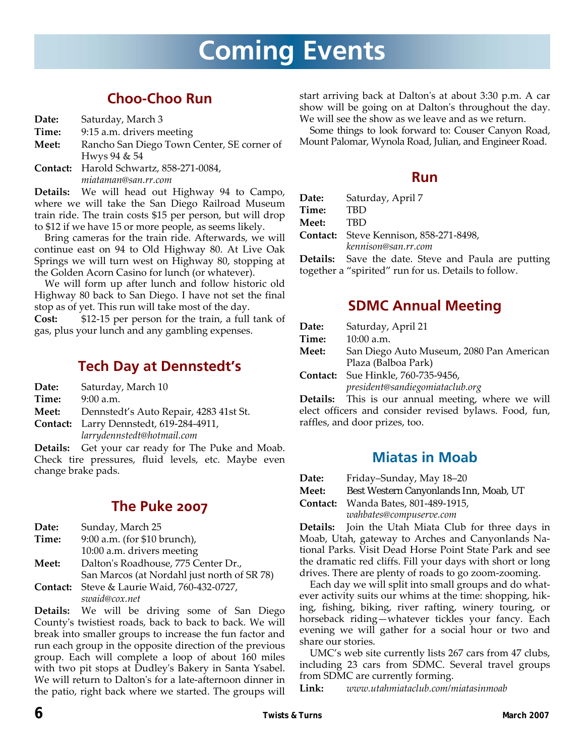# Coming Events

## Choo-Choo Run

**Date:** Saturday, March 3
**Time:** 9:15 a.m. drivers meeting
**Meet:** Rancho San Diego Town Center, SE corner of Hwys 94 & 54
**Contact:** Harold Schwartz, 858-271-0084, *miataman@san.rr.com*

**Details:** We will head out Highway 94 to Campo, where we will take the San Diego Railroad Museum train ride. The train costs $15 per person, but will drop to $12 if we have 15 or more people, as seems likely.

Bring cameras for the train ride. Afterwards, we will continue east on 94 to Old Highway 80. At Live Oak Springs we will turn west on Highway 80, stopping at the Golden Acorn Casino for lunch (or whatever).

We will form up after lunch and follow historic old Highway 80 back to San Diego. I have not set the final stop as of yet. This run will take most of the day.

**Cost:** $12-15 per person for the train, a full tank of gas, plus your lunch and any gambling expenses.

## Tech Day at Dennstedt's

**Date:** Saturday, March 10
**Time:** 9:00 a.m.
**Meet:** Dennstedt's Auto Repair, 4283 41st St.
**Contact:** Larry Dennstedt, 619-284-4911, *larrydennstedt@hotmail.com*

**Details:** Get your car ready for The Puke and Moab. Check tire pressures, fluid levels, etc. Maybe even change brake pads.

## The Puke 2007

**Date:** Sunday, March 25
**Time:** 9:00 a.m. (for $10 brunch), 10:00 a.m. drivers meeting
**Meet:** Dalton's Roadhouse, 775 Center Dr., San Marcos (at Nordahl just north of SR 78)
**Contact:** Steve & Laurie Waid, 760-432-0727, *swaid@cox.net*

**Details:** We will be driving some of San Diego County's twistiest roads, back to back to back. We will break into smaller groups to increase the fun factor and run each group in the opposite direction of the previous group. Each will complete a loop of about 160 miles with two pit stops at Dudley's Bakery in Santa Ysabel. We will return to Dalton's for a late-afternoon dinner in the patio, right back where we started. The groups will start arriving back at Dalton's at about 3:30 p.m. A car show will be going on at Dalton's throughout the day. We will see the show as we leave and as we return.

Some things to look forward to: Couser Canyon Road, Mount Palomar, Wynola Road, Julian, and Engineer Road.

## Run

**Date:** Saturday, April 7
**Time:** TBD
**Meet:** TBD
**Contact:** Steve Kennison, 858-271-8498, *kennison@san.rr.com*

**Details:** Save the date. Steve and Paula are putting together a "spirited" run for us. Details to follow.

## SDMC Annual Meeting

**Date:** Saturday, April 21
**Time:** 10:00 a.m.
**Meet:** San Diego Auto Museum, 2080 Pan American Plaza (Balboa Park)
**Contact:** Sue Hinkle, 760-735-9456, *president@sandiegomiataclub.org*

**Details:** This is our annual meeting, where we will elect officers and consider revised bylaws. Food, fun, raffles, and door prizes, too.

## Miatas in Moab

**Date:** Friday–Sunday, May 18–20
**Meet:** Best Western Canyonlands Inn, Moab, UT
**Contact:** Wanda Bates, 801-489-1915, *wahbates@compuserve.com*

**Details:** Join the Utah Miata Club for three days in Moab, Utah, gateway to Arches and Canyonlands National Parks. Visit Dead Horse Point State Park and see the dramatic red cliffs. Fill your days with short or long drives. There are plenty of roads to go zoom-zooming.

Each day we will split into small groups and do whatever activity suits our whims at the time: shopping, hiking, fishing, biking, river rafting, winery touring, or horseback riding—whatever tickles your fancy. Each evening we will gather for a social hour or two and share our stories.

UMC's web site currently lists 267 cars from 47 clubs, including 23 cars from SDMC. Several travel groups from SDMC are currently forming.

**Link:** *www.utahmiataclub.com/miatasinmoab*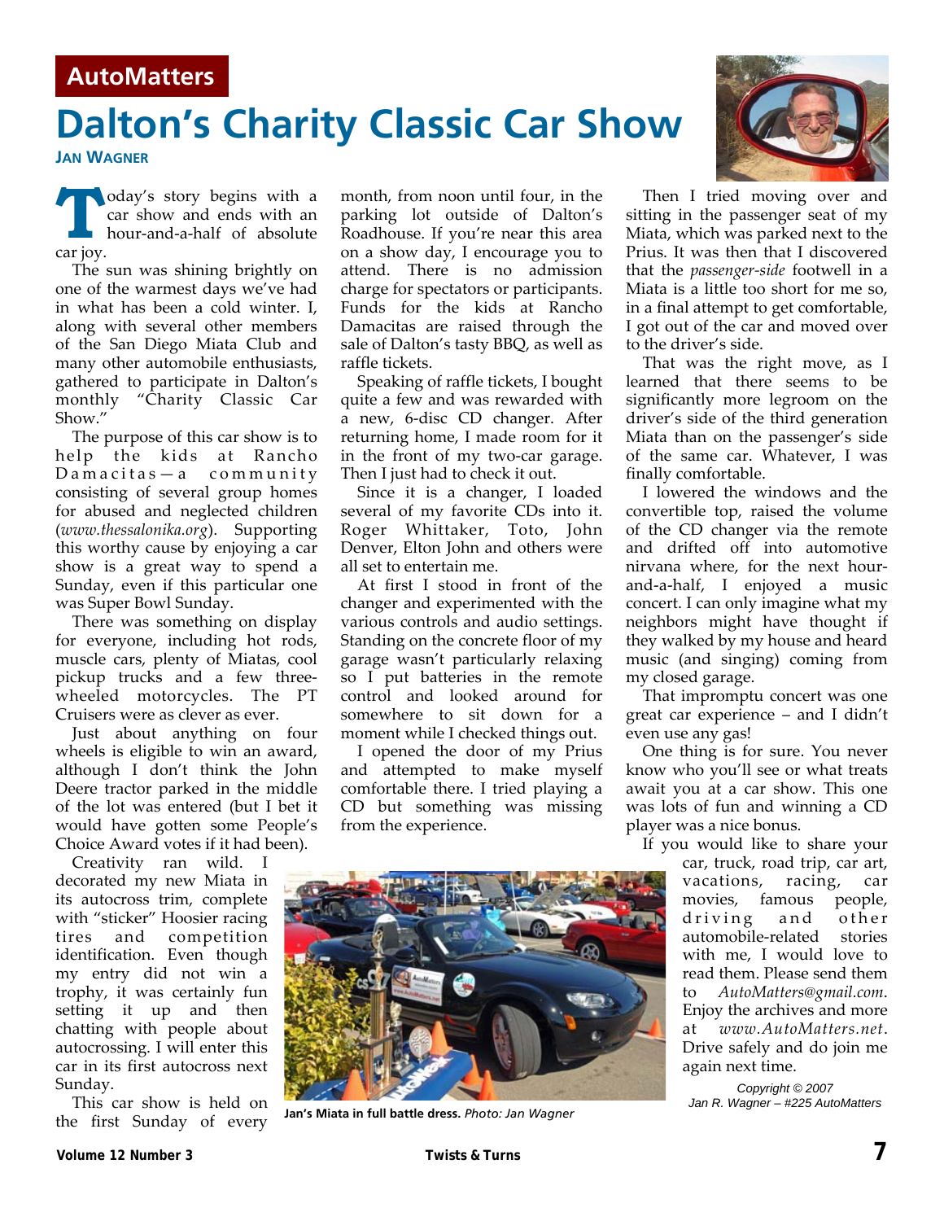AutoMatters

# Dalton's Charity Classic Car Show

**Jan Wagner**

Today's story begins with a car show and ends with an hour-and-a-half of absolute car joy.

The sun was shining brightly on one of the warmest days we've had in what has been a cold winter. I, along with several other members of the San Diego Miata Club and many other automobile enthusiasts, gathered to participate in Dalton's monthly "Charity Classic Car Show."

The purpose of this car show is to help the kids at Rancho Damacitas—a community consisting of several group homes for abused and neglected children (*www.thessalonika.org*). Supporting this worthy cause by enjoying a car show is a great way to spend a Sunday, even if this particular one was Super Bowl Sunday.

There was something on display for everyone, including hot rods, muscle cars, plenty of Miatas, cool pickup trucks and a few three-wheeled motorcycles. The PT Cruisers were as clever as ever.

Just about anything on four wheels is eligible to win an award, although I don't think the John Deere tractor parked in the middle of the lot was entered (but I bet it would have gotten some People's Choice Award votes if it had been).

Creativity ran wild. I decorated my new Miata in its autocross trim, complete with "sticker" Hoosier racing tires and competition identification. Even though my entry did not win a trophy, it was certainly fun setting it up and then chatting with people about autocrossing. I will enter this car in its first autocross next Sunday.

This car show is held on the first Sunday of every month, from noon until four, in the parking lot outside of Dalton's Roadhouse. If you're near this area on a show day, I encourage you to attend. There is no admission charge for spectators or participants. Funds for the kids at Rancho Damacitas are raised through the sale of Dalton's tasty BBQ, as well as raffle tickets.

Speaking of raffle tickets, I bought quite a few and was rewarded with a new, 6-disc CD changer. After returning home, I made room for it in the front of my two-car garage. Then I just had to check it out.

Since it is a changer, I loaded several of my favorite CDs into it. Roger Whittaker, Toto, John Denver, Elton John and others were all set to entertain me.

At first I stood in front of the changer and experimented with the various controls and audio settings. Standing on the concrete floor of my garage wasn't particularly relaxing so I put batteries in the remote control and looked around for somewhere to sit down for a moment while I checked things out.

I opened the door of my Prius and attempted to make myself comfortable there. I tried playing a CD but something was missing from the experience.

Then I tried moving over and sitting in the passenger seat of my Miata, which was parked next to the Prius. It was then that I discovered that the *passenger-side* footwell in a Miata is a little too short for me so, in a final attempt to get comfortable, I got out of the car and moved over to the driver's side.

That was the right move, as I learned that there seems to be significantly more legroom on the driver's side of the third generation Miata than on the passenger's side of the same car. Whatever, I was finally comfortable.

I lowered the windows and the convertible top, raised the volume of the CD changer via the remote and drifted off into automotive nirvana where, for the next hour-and-a-half, I enjoyed a music concert. I can only imagine what my neighbors might have thought if they walked by my house and heard music (and singing) coming from my closed garage.

That impromptu concert was one great car experience – and I didn't even use any gas!

One thing is for sure. You never know who you'll see or what treats await you at a car show. This one was lots of fun and winning a CD player was a nice bonus.

If you would like to share your car, truck, road trip, car art, vacations, racing, car movies, famous people, driving and other automobile-related stories with me, I would love to read them. Please send them to *AutoMatters@gmail.com*. Enjoy the archives and more at *www.AutoMatters.net*. Drive safely and do join me again next time.

**Jan's Miata in full battle dress.** *Photo: Jan Wagner*

*Copyright © 2007*
*Jan R. Wagner – #225 AutoMatters*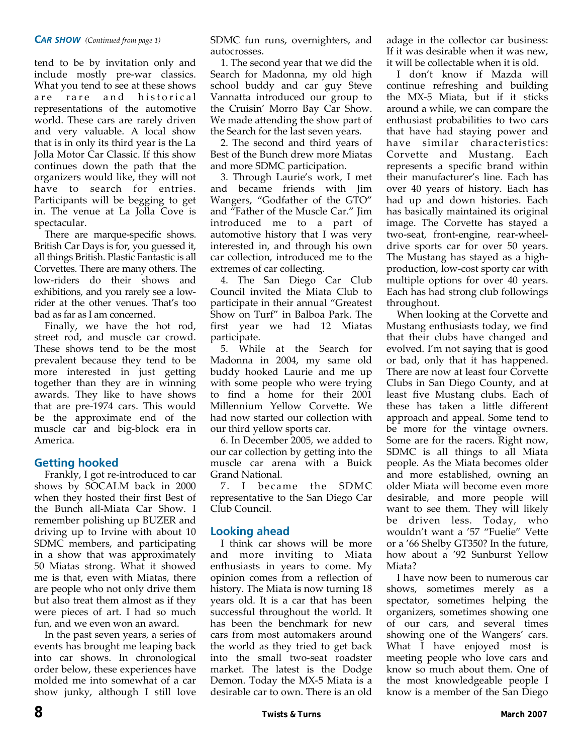*CAR SHOW (Continued from page 1)*

tend to be by invitation only and include mostly pre-war classics. What you tend to see at these shows are rare and historical representations of the automotive world. These cars are rarely driven and very valuable. A local show that is in only its third year is the La Jolla Motor Car Classic. If this show continues down the path that the organizers would like, they will not have to search for entries. Participants will be begging to get in. The venue at La Jolla Cove is spectacular.

There are marque-specific shows. British Car Days is for, you guessed it, all things British. Plastic Fantastic is all Corvettes. There are many others. The low-riders do their shows and exhibitions, and you rarely see a low-rider at the other venues. That's too bad as far as I am concerned.

Finally, we have the hot rod, street rod, and muscle car crowd. These shows tend to be the most prevalent because they tend to be more interested in just getting together than they are in winning awards. They like to have shows that are pre-1974 cars. This would be the approximate end of the muscle car and big-block era in America.

## Getting hooked

Frankly, I got re-introduced to car shows by SOCALM back in 2000 when they hosted their first Best of the Bunch all-Miata Car Show. I remember polishing up BUZER and driving up to Irvine with about 10 SDMC members, and participating in a show that was approximately 50 Miatas strong. What it showed me is that, even with Miatas, there are people who not only drive them but also treat them almost as if they were pieces of art. I had so much fun, and we even won an award.

In the past seven years, a series of events has brought me leaping back into car shows. In chronological order below, these experiences have molded me into somewhat of a car show junky, although I still love SDMC fun runs, overnighters, and autocrosses.

1. The second year that we did the Search for Madonna, my old high school buddy and car guy Steve Vannatta introduced our group to the Cruisin' Morro Bay Car Show. We made attending the show part of the Search for the last seven years.

2. The second and third years of Best of the Bunch drew more Miatas and more SDMC participation.

3. Through Laurie's work, I met and became friends with Jim Wangers, "Godfather of the GTO" and "Father of the Muscle Car." Jim introduced me to a part of automotive history that I was very interested in, and through his own car collection, introduced me to the extremes of car collecting.

4. The San Diego Car Club Council invited the Miata Club to participate in their annual "Greatest Show on Turf" in Balboa Park. The first year we had 12 Miatas participate.

5. While at the Search for Madonna in 2004, my same old buddy hooked Laurie and me up with some people who were trying to find a home for their 2001 Millennium Yellow Corvette. We had now started our collection with our third yellow sports car.

6. In December 2005, we added to our car collection by getting into the muscle car arena with a Buick Grand National.

7. I became the SDMC representative to the San Diego Car Club Council.

## Looking ahead

I think car shows will be more and more inviting to Miata enthusiasts in years to come. My opinion comes from a reflection of history. The Miata is now turning 18 years old. It is a car that has been successful throughout the world. It has been the benchmark for new cars from most automakers around the world as they tried to get back into the small two-seat roadster market. The latest is the Dodge Demon. Today the MX-5 Miata is a desirable car to own. There is an old adage in the collector car business: If it was desirable when it was new, it will be collectable when it is old.

I don't know if Mazda will continue refreshing and building the MX-5 Miata, but if it sticks around a while, we can compare the enthusiast probabilities to two cars that have had staying power and have similar characteristics: Corvette and Mustang. Each represents a specific brand within their manufacturer's line. Each has over 40 years of history. Each has had up and down histories. Each has basically maintained its original image. The Corvette has stayed a two-seat, front-engine, rear-wheel-drive sports car for over 50 years. The Mustang has stayed as a high-production, low-cost sporty car with multiple options for over 40 years. Each has had strong club followings throughout.

When looking at the Corvette and Mustang enthusiasts today, we find that their clubs have changed and evolved. I'm not saying that is good or bad, only that it has happened. There are now at least four Corvette Clubs in San Diego County, and at least five Mustang clubs. Each of these has taken a little different approach and appeal. Some tend to be more for the vintage owners. Some are for the racers. Right now, SDMC is all things to all Miata people. As the Miata becomes older and more established, owning an older Miata will become even more desirable, and more people will want to see them. They will likely be driven less. Today, who wouldn't want a '57 "Fuelie" Vette or a '66 Shelby GT350? In the future, how about a '92 Sunburst Yellow Miata?

I have now been to numerous car shows, sometimes merely as a spectator, sometimes helping the organizers, sometimes showing one of our cars, and several times showing one of the Wangers' cars. What I have enjoyed most is meeting people who love cars and know so much about them. One of the most knowledgeable people I know is a member of the San Diego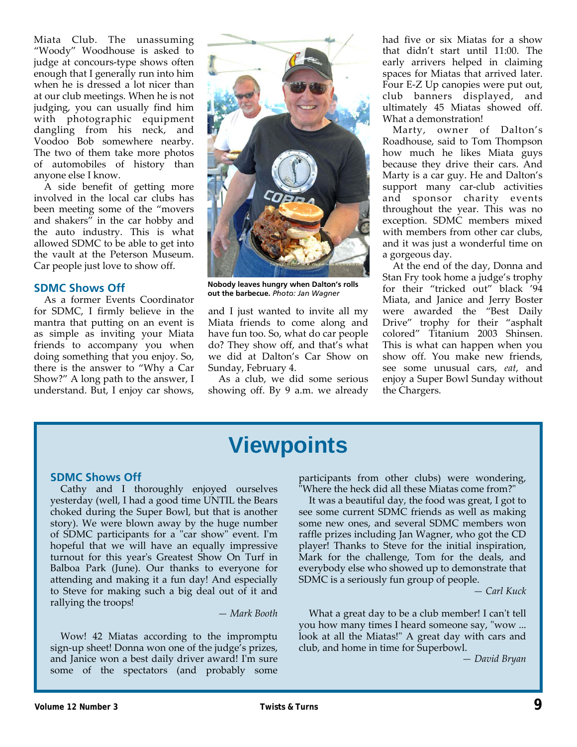Miata Club. The unassuming "Woody" Woodhouse is asked to judge at concours-type shows often enough that I generally run into him when he is dressed a lot nicer than at our club meetings. When he is not judging, you can usually find him with photographic equipment dangling from his neck, and Voodoo Bob somewhere nearby. The two of them take more photos of automobiles of history than anyone else I know.

A side benefit of getting more involved in the local car clubs has been meeting some of the "movers and shakers" in the car hobby and the auto industry. This is what allowed SDMC to be able to get into the vault at the Peterson Museum. Car people just love to show off.

## SDMC Shows Off

As a former Events Coordinator for SDMC, I firmly believe in the mantra that putting on an event is as simple as inviting your Miata friends to accompany you when doing something that you enjoy. So, there is the answer to "Why a Car Show?" A long path to the answer, I understand. But, I enjoy car shows, and I just wanted to invite all my Miata friends to come along and have fun too. So, what do car people do? They show off, and that's what we did at Dalton's Car Show on Sunday, February 4.

**Nobody leaves hungry when Dalton's rolls out the barbecue.** *Photo: Jan Wagner*

As a club, we did some serious showing off. By 9 a.m. we already had five or six Miatas for a show that didn't start until 11:00. The early arrivers helped in claiming spaces for Miatas that arrived later. Four E-Z Up canopies were put out, club banners displayed, and ultimately 45 Miatas showed off. What a demonstration!

Marty, owner of Dalton's Roadhouse, said to Tom Thompson how much he likes Miata guys because they drive their cars. And Marty is a car guy. He and Dalton's support many car-club activities and sponsor charity events throughout the year. This was no exception. SDMC members mixed with members from other car clubs, and it was just a wonderful time on a gorgeous day.

At the end of the day, Donna and Stan Fry took home a judge's trophy for their "tricked out" black '94 Miata, and Janice and Jerry Boster were awarded the "Best Daily Drive" trophy for their "asphalt colored" Titanium 2003 Shinsen. This is what can happen when you show off. You make new friends, see some unusual cars, *eat*, and enjoy a Super Bowl Sunday without the Chargers.

# Viewpoints

## SDMC Shows Off

Cathy and I thoroughly enjoyed ourselves yesterday (well, I had a good time UNTIL the Bears choked during the Super Bowl, but that is another story). We were blown away by the huge number of SDMC participants for a "car show" event. I'm hopeful that we will have an equally impressive turnout for this year's Greatest Show On Turf in Balboa Park (June). Our thanks to everyone for attending and making it a fun day! And especially to Steve for making such a big deal out of it and rallying the troops!

*— Mark Booth*

Wow! 42 Miatas according to the impromptu sign-up sheet! Donna won one of the judge's prizes, and Janice won a best daily driver award! I'm sure some of the spectators (and probably some participants from other clubs) were wondering, "Where the heck did all these Miatas come from?"

It was a beautiful day, the food was great, I got to see some current SDMC friends as well as making some new ones, and several SDMC members won raffle prizes including Jan Wagner, who got the CD player! Thanks to Steve for the initial inspiration, Mark for the challenge, Tom for the deals, and everybody else who showed up to demonstrate that SDMC is a seriously fun group of people.

*— Carl Kuck*

What a great day to be a club member! I can't tell you how many times I heard someone say, "wow ... look at all the Miatas!" A great day with cars and club, and home in time for Superbowl.

*— David Bryan*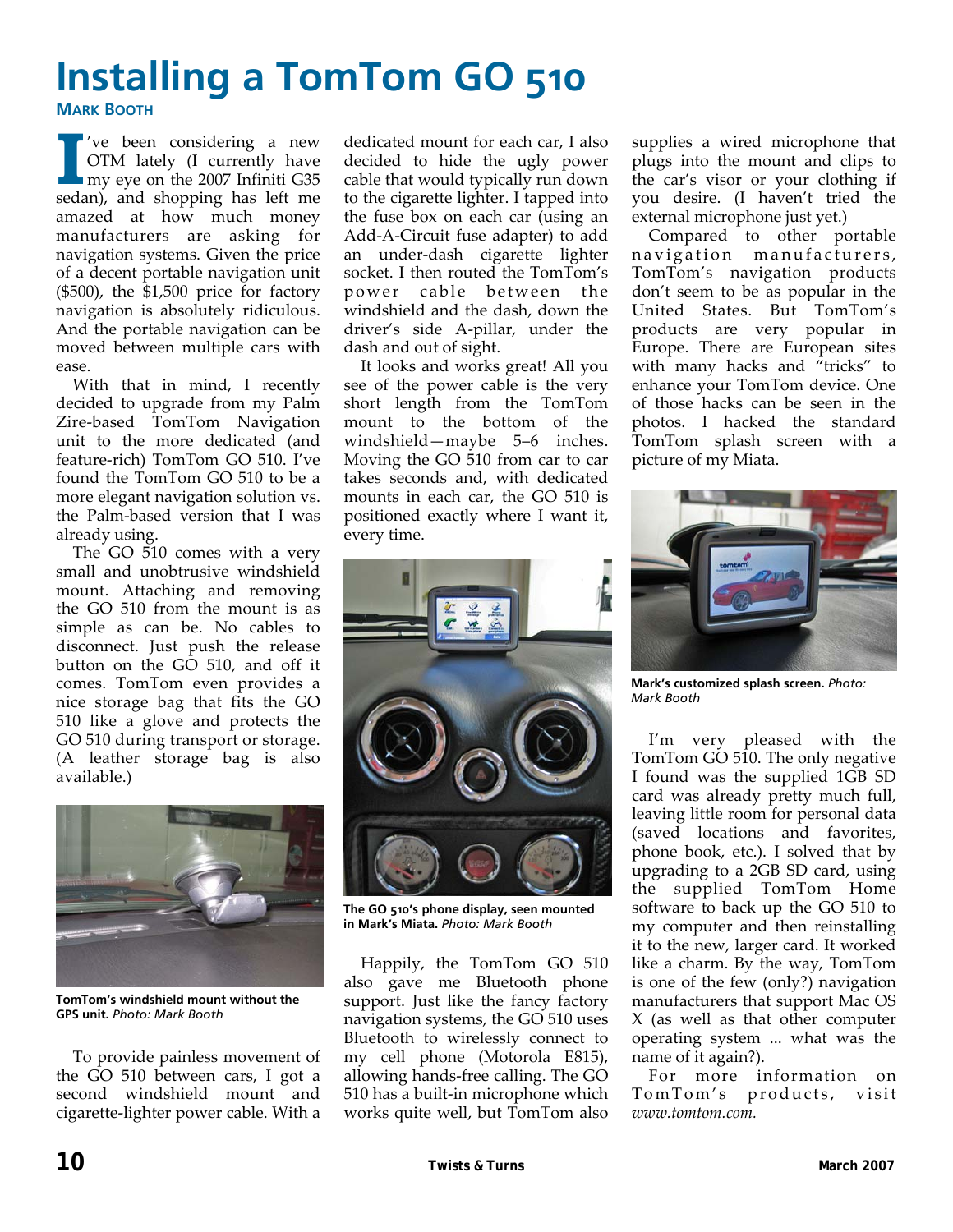# Installing a TomTom GO 510

**Mark Booth**

I've been considering a new OTM lately (I currently have my eye on the 2007 Infiniti G35 sedan), and shopping has left me amazed at how much money manufacturers are asking for navigation systems. Given the price of a decent portable navigation unit ($500), the $1,500 price for factory navigation is absolutely ridiculous. And the portable navigation can be moved between multiple cars with ease.

With that in mind, I recently decided to upgrade from my Palm Zire-based TomTom Navigation unit to the more dedicated (and feature-rich) TomTom GO 510. I've found the TomTom GO 510 to be a more elegant navigation solution vs. the Palm-based version that I was already using.

The GO 510 comes with a very small and unobtrusive windshield mount. Attaching and removing the GO 510 from the mount is as simple as can be. No cables to disconnect. Just push the release button on the GO 510, and off it comes. TomTom even provides a nice storage bag that fits the GO 510 like a glove and protects the GO 510 during transport or storage. (A leather storage bag is also available.)

**TomTom's windshield mount without the GPS unit.** *Photo: Mark Booth*

To provide painless movement of the GO 510 between cars, I got a second windshield mount and cigarette-lighter power cable. With a dedicated mount for each car, I also decided to hide the ugly power cable that would typically run down to the cigarette lighter. I tapped into the fuse box on each car (using an Add-A-Circuit fuse adapter) to add an under-dash cigarette lighter socket. I then routed the TomTom's power cable between the windshield and the dash, down the driver's side A-pillar, under the dash and out of sight.

It looks and works great! All you see of the power cable is the very short length from the TomTom mount to the bottom of the windshield—maybe 5–6 inches. Moving the GO 510 from car to car takes seconds and, with dedicated mounts in each car, the GO 510 is positioned exactly where I want it, every time.

**The GO 510's phone display, seen mounted in Mark's Miata.** *Photo: Mark Booth*

Happily, the TomTom GO 510 also gave me Bluetooth phone support. Just like the fancy factory navigation systems, the GO 510 uses Bluetooth to wirelessly connect to my cell phone (Motorola E815), allowing hands-free calling. The GO 510 has a built-in microphone which works quite well, but TomTom also supplies a wired microphone that plugs into the mount and clips to the car's visor or your clothing if you desire. (I haven't tried the external microphone just yet.)

Compared to other portable navigation manufacturers, TomTom's navigation products don't seem to be as popular in the United States. But TomTom's products are very popular in Europe. There are European sites with many hacks and "tricks" to enhance your TomTom device. One of those hacks can be seen in the photos. I hacked the standard TomTom splash screen with a picture of my Miata.

**Mark's customized splash screen.** *Photo: Mark Booth*

I'm very pleased with the TomTom GO 510. The only negative I found was the supplied 1GB SD card was already pretty much full, leaving little room for personal data (saved locations and favorites, phone book, etc.). I solved that by upgrading to a 2GB SD card, using the supplied TomTom Home software to back up the GO 510 to my computer and then reinstalling it to the new, larger card. It worked like a charm. By the way, TomTom is one of the few (only?) navigation manufacturers that support Mac OS X (as well as that other computer operating system ... what was the name of it again?).

For more information on TomTom's products, visit *www.tomtom.com.*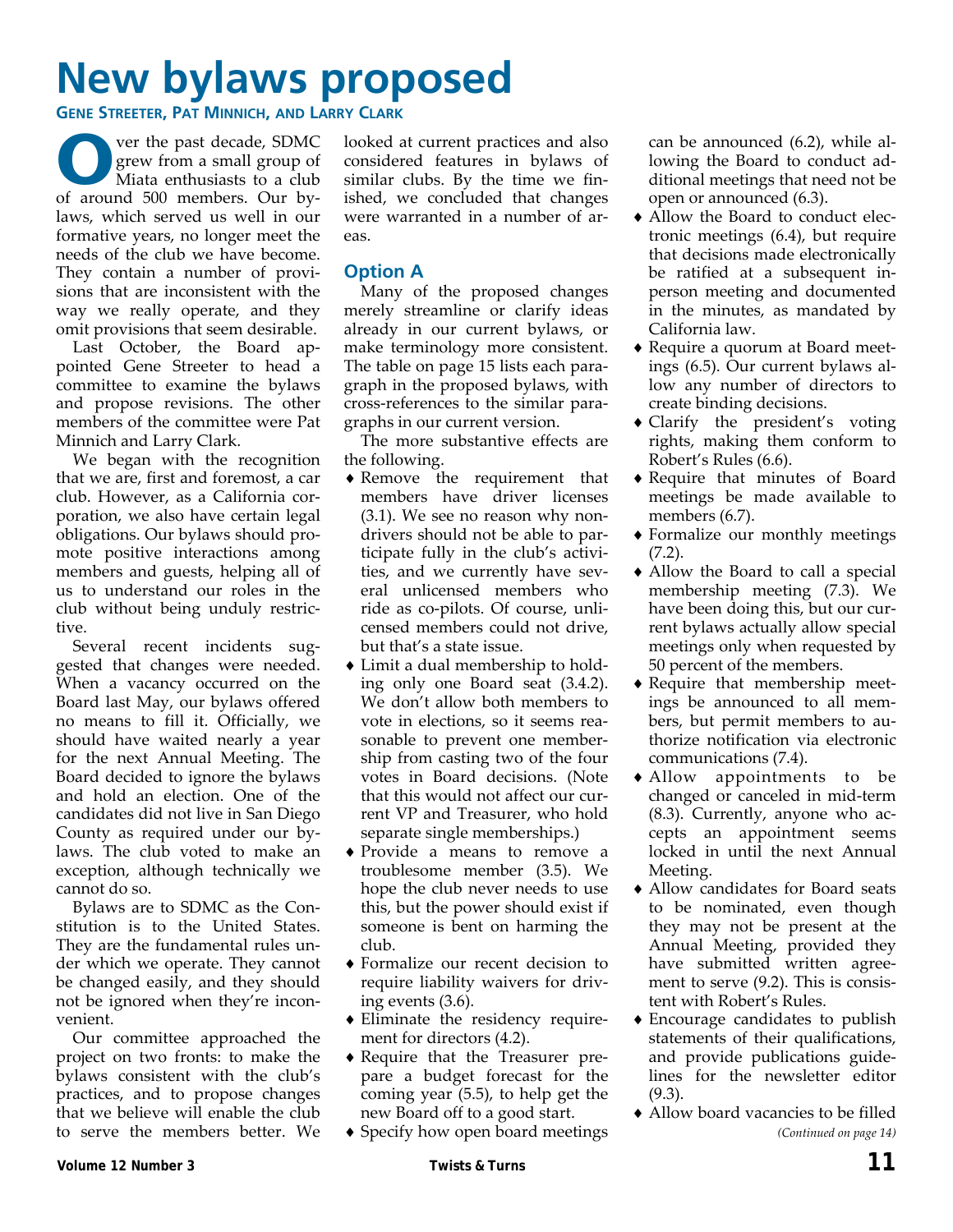# New bylaws proposed

**Gene Streeter, Pat Minnich, and Larry Clark**

Over the past decade, SDMC grew from a small group of Miata enthusiasts to a club of around 500 members. Our bylaws, which served us well in our formative years, no longer meet the needs of the club we have become. They contain a number of provisions that are inconsistent with the way we really operate, and they omit provisions that seem desirable.

Last October, the Board appointed Gene Streeter to head a committee to examine the bylaws and propose revisions. The other members of the committee were Pat Minnich and Larry Clark.

We began with the recognition that we are, first and foremost, a car club. However, as a California corporation, we also have certain legal obligations. Our bylaws should promote positive interactions among members and guests, helping all of us to understand our roles in the club without being unduly restrictive.

Several recent incidents suggested that changes were needed. When a vacancy occurred on the Board last May, our bylaws offered no means to fill it. Officially, we should have waited nearly a year for the next Annual Meeting. The Board decided to ignore the bylaws and hold an election. One of the candidates did not live in San Diego County as required under our bylaws. The club voted to make an exception, although technically we cannot do so.

Bylaws are to SDMC as the Constitution is to the United States. They are the fundamental rules under which we operate. They cannot be changed easily, and they should not be ignored when they're inconvenient.

Our committee approached the project on two fronts: to make the bylaws consistent with the club's practices, and to propose changes that we believe will enable the club to serve the members better. We looked at current practices and also considered features in bylaws of similar clubs. By the time we finished, we concluded that changes were warranted in a number of areas.

## Option A

Many of the proposed changes merely streamline or clarify ideas already in our current bylaws, or make terminology more consistent. The table on page 15 lists each paragraph in the proposed bylaws, with cross-references to the similar paragraphs in our current version.

The more substantive effects are the following.

- Remove the requirement that members have driver licenses (3.1). We see no reason why non-drivers should not be able to participate fully in the club's activities, and we currently have several unlicensed members who ride as co-pilots. Of course, unlicensed members could not drive, but that's a state issue.
- Limit a dual membership to holding only one Board seat (3.4.2). We don't allow both members to vote in elections, so it seems reasonable to prevent one membership from casting two of the four votes in Board decisions. (Note that this would not affect our current VP and Treasurer, who hold separate single memberships.)
- Provide a means to remove a troublesome member (3.5). We hope the club never needs to use this, but the power should exist if someone is bent on harming the club.
- Formalize our recent decision to require liability waivers for driving events (3.6).
- Eliminate the residency requirement for directors (4.2).
- Require that the Treasurer prepare a budget forecast for the coming year (5.5), to help get the new Board off to a good start.
- Specify how open board meetings can be announced (6.2), while allowing the Board to conduct additional meetings that need not be open or announced (6.3).
- Allow the Board to conduct electronic meetings (6.4), but require that decisions made electronically be ratified at a subsequent in-person meeting and documented in the minutes, as mandated by California law.
- Require a quorum at Board meetings (6.5). Our current bylaws allow any number of directors to create binding decisions.
- Clarify the president's voting rights, making them conform to Robert's Rules (6.6).
- Require that minutes of Board meetings be made available to members (6.7).
- Formalize our monthly meetings (7.2).
- Allow the Board to call a special membership meeting (7.3). We have been doing this, but our current bylaws actually allow special meetings only when requested by 50 percent of the members.
- Require that membership meetings be announced to all members, but permit members to authorize notification via electronic communications (7.4).
- Allow appointments to be changed or canceled in mid-term (8.3). Currently, anyone who accepts an appointment seems locked in until the next Annual Meeting.
- Allow candidates for Board seats to be nominated, even though they may not be present at the Annual Meeting, provided they have submitted written agreement to serve (9.2). This is consistent with Robert's Rules.
- Encourage candidates to publish statements of their qualifications, and provide publications guidelines for the newsletter editor (9.3).
- Allow board vacancies to be filled

*(Continued on page 14)*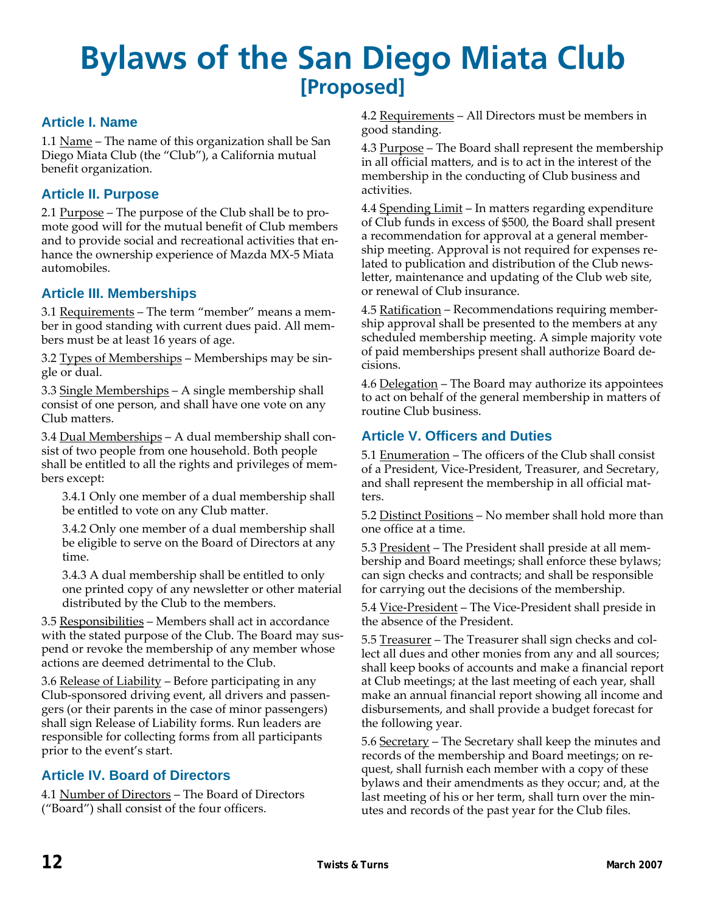# Bylaws of the San Diego Miata Club [Proposed]

## Article I. Name

1.1 Name – The name of this organization shall be San Diego Miata Club (the "Club"), a California mutual benefit organization.

## Article II. Purpose

2.1 Purpose – The purpose of the Club shall be to promote good will for the mutual benefit of Club members and to provide social and recreational activities that enhance the ownership experience of Mazda MX-5 Miata automobiles.

## Article III. Memberships

3.1 Requirements – The term "member" means a member in good standing with current dues paid. All members must be at least 16 years of age.

3.2 Types of Memberships – Memberships may be single or dual.

3.3 Single Memberships – A single membership shall consist of one person, and shall have one vote on any Club matters.

3.4 Dual Memberships – A dual membership shall consist of two people from one household. Both people shall be entitled to all the rights and privileges of members except:

3.4.1 Only one member of a dual membership shall be entitled to vote on any Club matter.

3.4.2 Only one member of a dual membership shall be eligible to serve on the Board of Directors at any time.

3.4.3 A dual membership shall be entitled to only one printed copy of any newsletter or other material distributed by the Club to the members.

3.5 Responsibilities – Members shall act in accordance with the stated purpose of the Club. The Board may suspend or revoke the membership of any member whose actions are deemed detrimental to the Club.

3.6 Release of Liability – Before participating in any Club-sponsored driving event, all drivers and passengers (or their parents in the case of minor passengers) shall sign Release of Liability forms. Run leaders are responsible for collecting forms from all participants prior to the event's start.

## Article IV. Board of Directors

4.1 Number of Directors – The Board of Directors ("Board") shall consist of the four officers.

4.2 Requirements – All Directors must be members in good standing.

4.3 Purpose – The Board shall represent the membership in all official matters, and is to act in the interest of the membership in the conducting of Club business and activities.

4.4 Spending Limit – In matters regarding expenditure of Club funds in excess of $500, the Board shall present a recommendation for approval at a general membership meeting. Approval is not required for expenses related to publication and distribution of the Club newsletter, maintenance and updating of the Club web site, or renewal of Club insurance.

4.5 Ratification – Recommendations requiring membership approval shall be presented to the members at any scheduled membership meeting. A simple majority vote of paid memberships present shall authorize Board decisions.

4.6 Delegation – The Board may authorize its appointees to act on behalf of the general membership in matters of routine Club business.

## Article V. Officers and Duties

5.1 Enumeration – The officers of the Club shall consist of a President, Vice-President, Treasurer, and Secretary, and shall represent the membership in all official matters.

5.2 Distinct Positions – No member shall hold more than one office at a time.

5.3 President – The President shall preside at all membership and Board meetings; shall enforce these bylaws; can sign checks and contracts; and shall be responsible for carrying out the decisions of the membership.

5.4 Vice-President – The Vice-President shall preside in the absence of the President.

5.5 Treasurer – The Treasurer shall sign checks and collect all dues and other monies from any and all sources; shall keep books of accounts and make a financial report at Club meetings; at the last meeting of each year, shall make an annual financial report showing all income and disbursements, and shall provide a budget forecast for the following year.

5.6 Secretary – The Secretary shall keep the minutes and records of the membership and Board meetings; on request, shall furnish each member with a copy of these bylaws and their amendments as they occur; and, at the last meeting of his or her term, shall turn over the minutes and records of the past year for the Club files.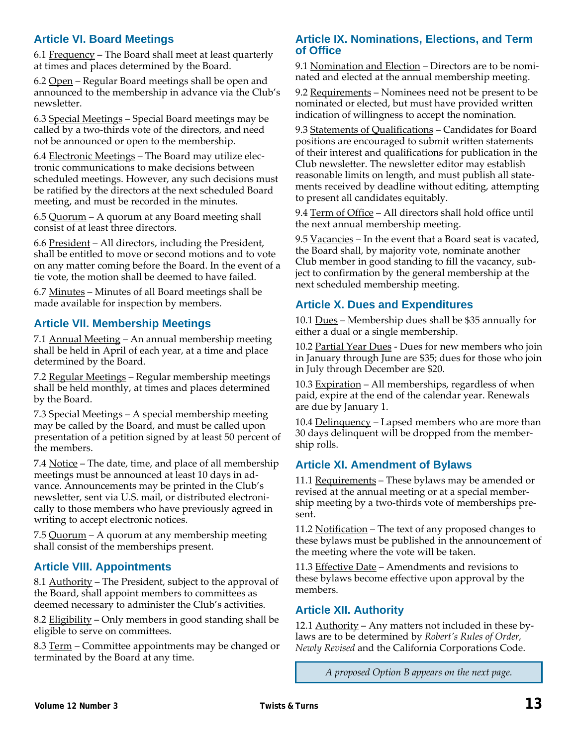## Article VI. Board Meetings

6.1 Frequency – The Board shall meet at least quarterly at times and places determined by the Board.

6.2 Open – Regular Board meetings shall be open and announced to the membership in advance via the Club's newsletter.

6.3 Special Meetings – Special Board meetings may be called by a two-thirds vote of the directors, and need not be announced or open to the membership.

6.4 Electronic Meetings – The Board may utilize electronic communications to make decisions between scheduled meetings. However, any such decisions must be ratified by the directors at the next scheduled Board meeting, and must be recorded in the minutes.

6.5 Quorum – A quorum at any Board meeting shall consist of at least three directors.

6.6 President – All directors, including the President, shall be entitled to move or second motions and to vote on any matter coming before the Board. In the event of a tie vote, the motion shall be deemed to have failed.

6.7 Minutes – Minutes of all Board meetings shall be made available for inspection by members.

## Article VII. Membership Meetings

7.1 Annual Meeting – An annual membership meeting shall be held in April of each year, at a time and place determined by the Board.

7.2 Regular Meetings – Regular membership meetings shall be held monthly, at times and places determined by the Board.

7.3 Special Meetings – A special membership meeting may be called by the Board, and must be called upon presentation of a petition signed by at least 50 percent of the members.

7.4 Notice – The date, time, and place of all membership meetings must be announced at least 10 days in advance. Announcements may be printed in the Club's newsletter, sent via U.S. mail, or distributed electronically to those members who have previously agreed in writing to accept electronic notices.

7.5 Quorum – A quorum at any membership meeting shall consist of the memberships present.

## Article VIII. Appointments

8.1 Authority – The President, subject to the approval of the Board, shall appoint members to committees as deemed necessary to administer the Club's activities.

8.2 Eligibility – Only members in good standing shall be eligible to serve on committees.

8.3 Term – Committee appointments may be changed or terminated by the Board at any time.

## Article IX. Nominations, Elections, and Term of Office

9.1 Nomination and Election – Directors are to be nominated and elected at the annual membership meeting.

9.2 Requirements – Nominees need not be present to be nominated or elected, but must have provided written indication of willingness to accept the nomination.

9.3 Statements of Qualifications – Candidates for Board positions are encouraged to submit written statements of their interest and qualifications for publication in the Club newsletter. The newsletter editor may establish reasonable limits on length, and must publish all statements received by deadline without editing, attempting to present all candidates equitably.

9.4 Term of Office – All directors shall hold office until the next annual membership meeting.

9.5 Vacancies – In the event that a Board seat is vacated, the Board shall, by majority vote, nominate another Club member in good standing to fill the vacancy, subject to confirmation by the general membership at the next scheduled membership meeting.

## Article X. Dues and Expenditures

10.1 Dues – Membership dues shall be $35 annually for either a dual or a single membership.

10.2 Partial Year Dues - Dues for new members who join in January through June are $35; dues for those who join in July through December are $20.

10.3 Expiration – All memberships, regardless of when paid, expire at the end of the calendar year. Renewals are due by January 1.

10.4 Delinquency – Lapsed members who are more than 30 days delinquent will be dropped from the membership rolls.

## Article XI. Amendment of Bylaws

11.1 Requirements – These bylaws may be amended or revised at the annual meeting or at a special membership meeting by a two-thirds vote of memberships present.

11.2 Notification – The text of any proposed changes to these bylaws must be published in the announcement of the meeting where the vote will be taken.

11.3 Effective Date – Amendments and revisions to these bylaws become effective upon approval by the members.

## Article XII. Authority

12.1 Authority – Any matters not included in these bylaws are to be determined by *Robert's Rules of Order, Newly Revised* and the California Corporations Code.

*A proposed Option B appears on the next page.*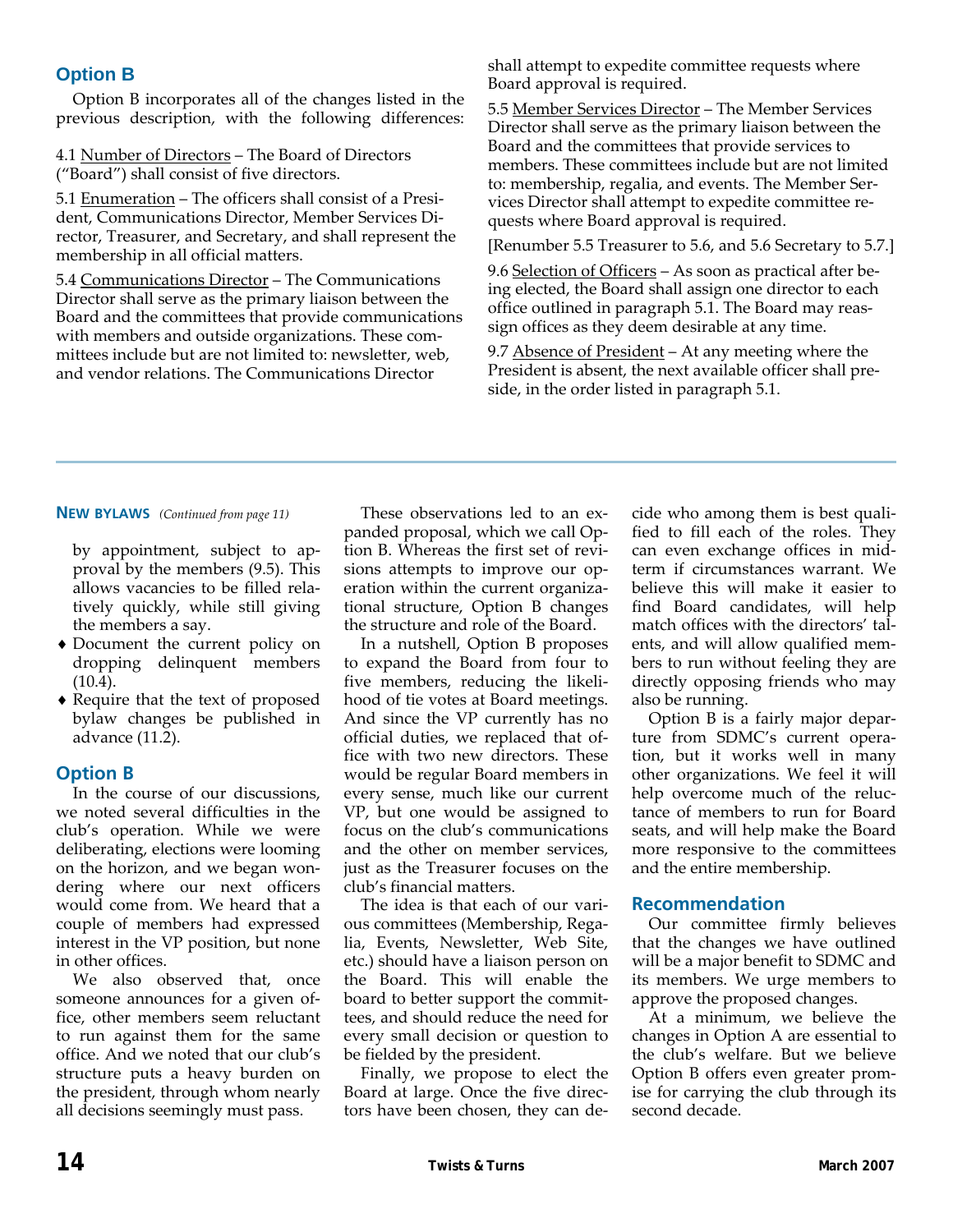## Option B

Option B incorporates all of the changes listed in the previous description, with the following differences:

4.1 Number of Directors – The Board of Directors ("Board") shall consist of five directors.

5.1 Enumeration – The officers shall consist of a President, Communications Director, Member Services Director, Treasurer, and Secretary, and shall represent the membership in all official matters.

5.4 Communications Director – The Communications Director shall serve as the primary liaison between the Board and the committees that provide communications with members and outside organizations. These committees include but are not limited to: newsletter, web, and vendor relations. The Communications Director shall attempt to expedite committee requests where Board approval is required.

5.5 Member Services Director – The Member Services Director shall serve as the primary liaison between the Board and the committees that provide services to members. These committees include but are not limited to: membership, regalia, and events. The Member Services Director shall attempt to expedite committee requests where Board approval is required.

[Renumber 5.5 Treasurer to 5.6, and 5.6 Secretary to 5.7.]

9.6 Selection of Officers – As soon as practical after being elected, the Board shall assign one director to each office outlined in paragraph 5.1. The Board may reassign offices as they deem desirable at any time.

9.7 Absence of President – At any meeting where the President is absent, the next available officer shall preside, in the order listed in paragraph 5.1.

---

**NEW BYLAWS** *(Continued from page 11)*

by appointment, subject to approval by the members (9.5). This allows vacancies to be filled relatively quickly, while still giving the members a say.

- Document the current policy on dropping delinquent members (10.4).
- Require that the text of proposed bylaw changes be published in advance (11.2).

## Option B

In the course of our discussions, we noted several difficulties in the club's operation. While we were deliberating, elections were looming on the horizon, and we began wondering where our next officers would come from. We heard that a couple of members had expressed interest in the VP position, but none in other offices.

We also observed that, once someone announces for a given office, other members seem reluctant to run against them for the same office. And we noted that our club's structure puts a heavy burden on the president, through whom nearly all decisions seemingly must pass.

These observations led to an expanded proposal, which we call Option B. Whereas the first set of revisions attempts to improve our operation within the current organizational structure, Option B changes the structure and role of the Board.

In a nutshell, Option B proposes to expand the Board from four to five members, reducing the likelihood of tie votes at Board meetings. And since the VP currently has no official duties, we replaced that office with two new directors. These would be regular Board members in every sense, much like our current VP, but one would be assigned to focus on the club's communications and the other on member services, just as the Treasurer focuses on the club's financial matters.

The idea is that each of our various committees (Membership, Regalia, Events, Newsletter, Web Site, etc.) should have a liaison person on the Board. This will enable the board to better support the committees, and should reduce the need for every small decision or question to be fielded by the president.

Finally, we propose to elect the Board at large. Once the five directors have been chosen, they can decide who among them is best qualified to fill each of the roles. They can even exchange offices in midterm if circumstances warrant. We believe this will make it easier to find Board candidates, will help match offices with the directors' talents, and will allow qualified members to run without feeling they are directly opposing friends who may also be running.

Option B is a fairly major departure from SDMC's current operation, but it works well in many other organizations. We feel it will help overcome much of the reluctance of members to run for Board seats, and will help make the Board more responsive to the committees and the entire membership.

## Recommendation

Our committee firmly believes that the changes we have outlined will be a major benefit to SDMC and its members. We urge members to approve the proposed changes.

At a minimum, we believe the changes in Option A are essential to the club's welfare. But we believe Option B offers even greater promise for carrying the club through its second decade.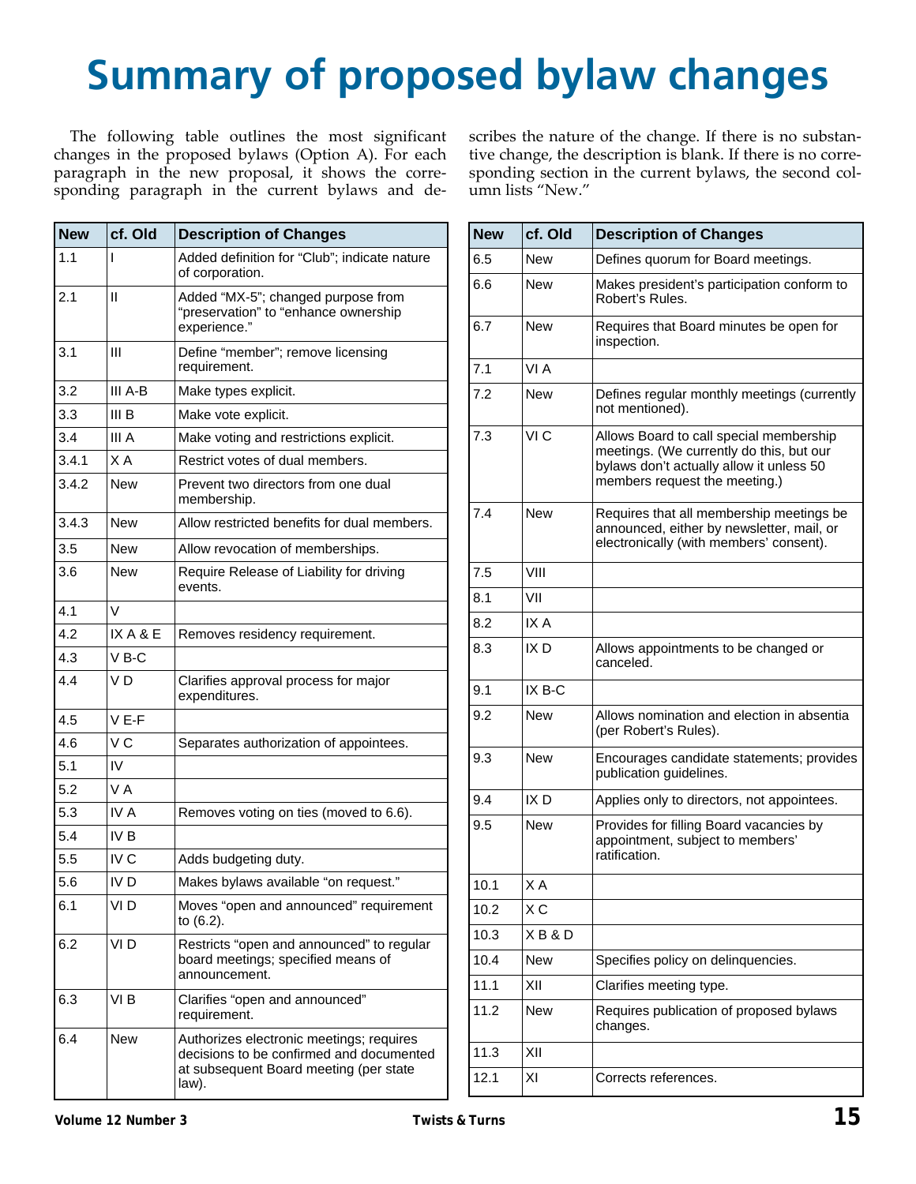# Summary of proposed bylaw changes

The following table outlines the most significant changes in the proposed bylaws (Option A). For each paragraph in the new proposal, it shows the corresponding paragraph in the current bylaws and describes the nature of the change. If there is no substantive change, the description is blank. If there is no corresponding section in the current bylaws, the second column lists "New."

| New | cf. Old | Description of Changes |
|---|---|---|
| 1.1 | I | Added definition for "Club"; indicate nature of corporation. |
| 2.1 | II | Added "MX-5"; changed purpose from "preservation" to "enhance ownership experience." |
| 3.1 | III | Define "member"; remove licensing requirement. |
| 3.2 | III A-B | Make types explicit. |
| 3.3 | III B | Make vote explicit. |
| 3.4 | III A | Make voting and restrictions explicit. |
| 3.4.1 | X A | Restrict votes of dual members. |
| 3.4.2 | New | Prevent two directors from one dual membership. |
| 3.4.3 | New | Allow restricted benefits for dual members. |
| 3.5 | New | Allow revocation of memberships. |
| 3.6 | New | Require Release of Liability for driving events. |
| 4.1 | V | |
| 4.2 | IX A & E | Removes residency requirement. |
| 4.3 | V B-C | |
| 4.4 | V D | Clarifies approval process for major expenditures. |
| 4.5 | V E-F | |
| 4.6 | V C | Separates authorization of appointees. |
| 5.1 | IV | |
| 5.2 | V A | |
| 5.3 | IV A | Removes voting on ties (moved to 6.6). |
| 5.4 | IV B | |
| 5.5 | IV C | Adds budgeting duty. |
| 5.6 | IV D | Makes bylaws available "on request." |
| 6.1 | VI D | Moves "open and announced" requirement to (6.2). |
| 6.2 | VI D | Restricts "open and announced" to regular board meetings; specified means of announcement. |
| 6.3 | VI B | Clarifies "open and announced" requirement. |
| 6.4 | New | Authorizes electronic meetings; requires decisions to be confirmed and documented at subsequent Board meeting (per state law). |
| 6.5 | New | Defines quorum for Board meetings. |
| 6.6 | New | Makes president's participation conform to Robert's Rules. |
| 6.7 | New | Requires that Board minutes be open for inspection. |
| 7.1 | VI A | |
| 7.2 | New | Defines regular monthly meetings (currently not mentioned). |
| 7.3 | VI C | Allows Board to call special membership meetings. (We currently do this, but our bylaws don't actually allow it unless 50 members request the meeting.) |
| 7.4 | New | Requires that all membership meetings be announced, either by newsletter, mail, or electronically (with members' consent). |
| 7.5 | VIII | |
| 8.1 | VII | |
| 8.2 | IX A | |
| 8.3 | IX D | Allows appointments to be changed or canceled. |
| 9.1 | IX B-C | |
| 9.2 | New | Allows nomination and election in absentia (per Robert's Rules). |
| 9.3 | New | Encourages candidate statements; provides publication guidelines. |
| 9.4 | IX D | Applies only to directors, not appointees. |
| 9.5 | New | Provides for filling Board vacancies by appointment, subject to members' ratification. |
| 10.1 | X A | |
| 10.2 | X C | |
| 10.3 | X B & D | |
| 10.4 | New | Specifies policy on delinquencies. |
| 11.1 | XII | Clarifies meeting type. |
| 11.2 | New | Requires publication of proposed bylaws changes. |
| 11.3 | XII | |
| 12.1 | XI | Corrects references. |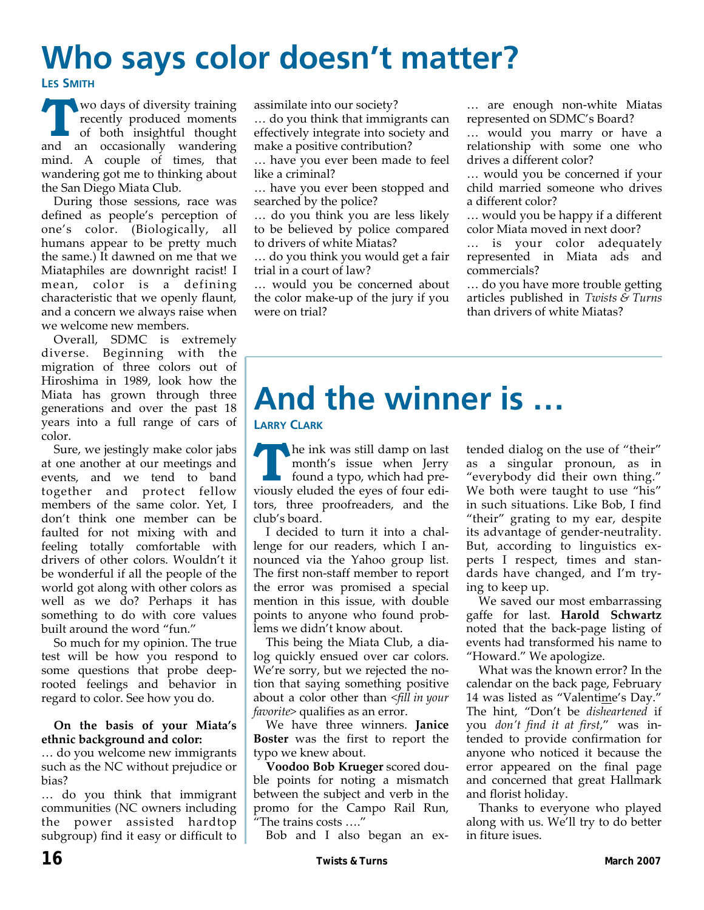# Who says color doesn't matter?

**Les Smith**

Two days of diversity training recently produced moments of both insightful thought and an occasionally wandering mind. A couple of times, that wandering got me to thinking about the San Diego Miata Club.

During those sessions, race was defined as people's perception of one's color. (Biologically, all humans appear to be pretty much the same.) It dawned on me that we Miataphiles are downright racist! I mean, color is a defining characteristic that we openly flaunt, and a concern we always raise when we welcome new members.

Overall, SDMC is extremely diverse. Beginning with the migration of three colors out of Hiroshima in 1989, look how the Miata has grown through three generations and over the past 18 years into a full range of cars of color.

Sure, we jestingly make color jabs at one another at our meetings and events, and we tend to band together and protect fellow members of the same color. Yet, I don't think one member can be faulted for not mixing with and feeling totally comfortable with drivers of other colors. Wouldn't it be wonderful if all the people of the world got along with other colors as well as we do? Perhaps it has something to do with core values built around the word "fun."

So much for my opinion. The true test will be how you respond to some questions that probe deep-rooted feelings and behavior in regard to color. See how you do.

**On the basis of your Miata's ethnic background and color:**

… do you welcome new immigrants such as the NC without prejudice or bias?

… do you think that immigrant communities (NC owners including the power assisted hardtop subgroup) find it easy or difficult to assimilate into our society?

… do you think that immigrants can effectively integrate into society and make a positive contribution?

… have you ever been made to feel like a criminal?

… have you ever been stopped and searched by the police?

… do you think you are less likely to be believed by police compared to drivers of white Miatas?

… do you think you would get a fair trial in a court of law?

… would you be concerned about the color make-up of the jury if you were on trial?

… are enough non-white Miatas represented on SDMC's Board?

… would you marry or have a relationship with some one who drives a different color?

… would you be concerned if your child married someone who drives a different color?

… would you be happy if a different color Miata moved in next door?

… is your color adequately represented in Miata ads and commercials?

… do you have more trouble getting articles published in *Twists & Turns* than drivers of white Miatas?

# And the winner is …

**Larry Clark**

The ink was still damp on last month's issue when Jerry found a typo, which had previously eluded the eyes of four editors, three proofreaders, and the club's board.

I decided to turn it into a challenge for our readers, which I announced via the Yahoo group list. The first non-staff member to report the error was promised a special mention in this issue, with double points to anyone who found problems we didn't know about.

This being the Miata Club, a dialog quickly ensued over car colors. We're sorry, but we rejected the notion that saying something positive about a color other than *<fill in your favorite>* qualifies as an error.

We have three winners. **Janice Boster** was the first to report the typo we knew about.

**Voodoo Bob Krueger** scored double points for noting a mismatch between the subject and verb in the promo for the Campo Rail Run, "The trains costs …."

Bob and I also began an extended dialog on the use of "their" as a singular pronoun, as in "everybody did their own thing." We both were taught to use "his" in such situations. Like Bob, I find "their" grating to my ear, despite its advantage of gender-neutrality. But, according to linguistics experts I respect, times and standards have changed, and I'm trying to keep up.

We saved our most embarrassing gaffe for last. **Harold Schwartz** noted that the back-page listing of events had transformed his name to "Howard." We apologize.

What was the known error? In the calendar on the back page, February 14 was listed as "Valenti<u>me</u>'s Day." The hint, "Don't be *disheartened* if you *don't find it at first*," was intended to provide confirmation for anyone who noticed it because the error appeared on the final page and concerned that great Hallmark and florist holiday.

Thanks to everyone who played along with us. We'll try to do better in fiture isues.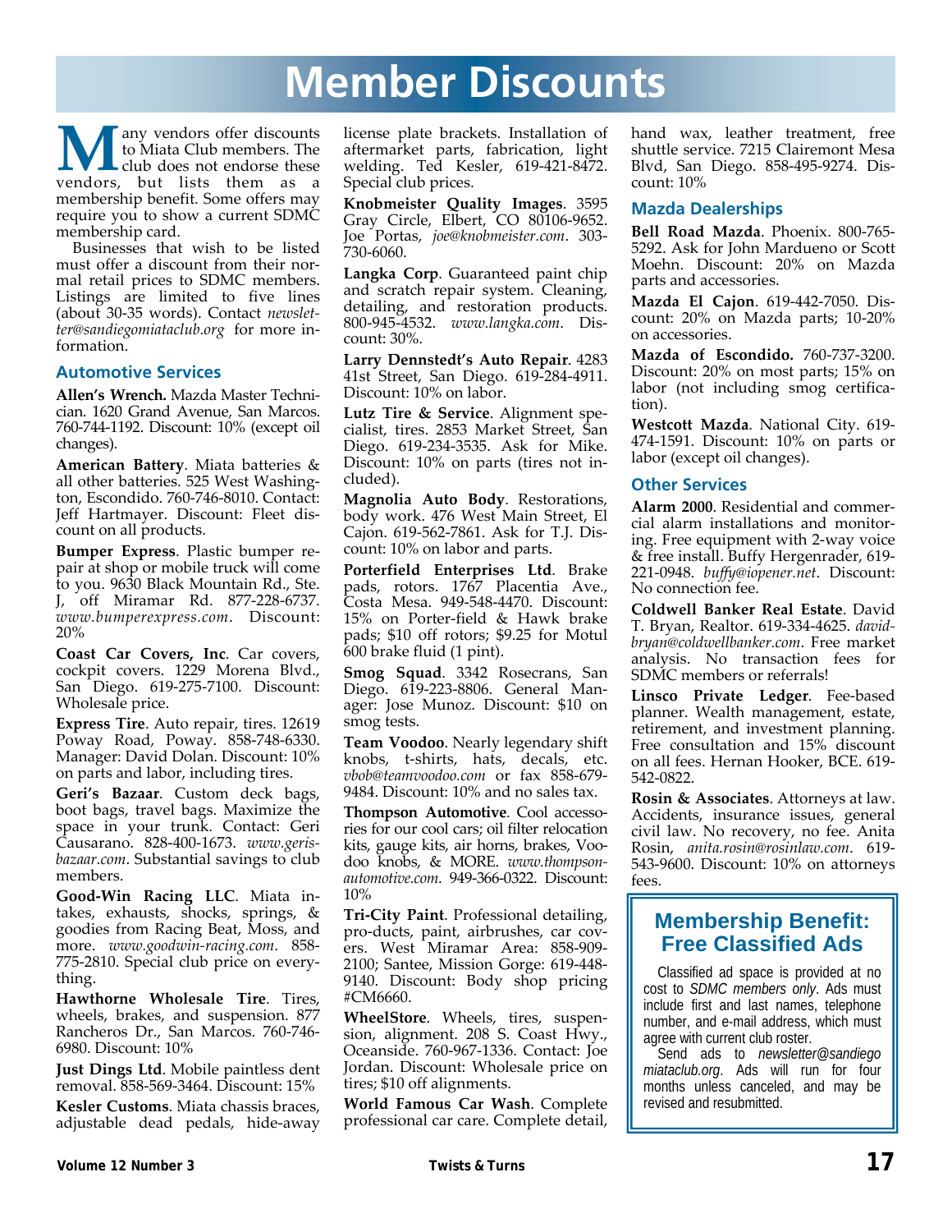# Member Discounts

Many vendors offer discounts to Miata Club members. The club does not endorse these vendors, but lists them as a membership benefit. Some offers may require you to show a current SDMC membership card.

Businesses that wish to be listed must offer a discount from their normal retail prices to SDMC members. Listings are limited to five lines (about 30-35 words). Contact *newsletter@sandiegomiataclub.org* for more information.

## Automotive Services

**Allen's Wrench.** Mazda Master Technician. 1620 Grand Avenue, San Marcos. 760-744-1192. Discount: 10% (except oil changes).

**American Battery**. Miata batteries & all other batteries. 525 West Washington, Escondido. 760-746-8010. Contact: Jeff Hartmayer. Discount: Fleet discount on all products.

**Bumper Express**. Plastic bumper repair at shop or mobile truck will come to you. 9630 Black Mountain Rd., Ste. J, off Miramar Rd. 877-228-6737. *www.bumperexpress.com*. Discount: 20%

**Coast Car Covers, Inc**. Car covers, cockpit covers. 1229 Morena Blvd., San Diego. 619-275-7100. Discount: Wholesale price.

**Express Tire**. Auto repair, tires. 12619 Poway Road, Poway. 858-748-6330. Manager: David Dolan. Discount: 10% on parts and labor, including tires.

**Geri's Bazaar**. Custom deck bags, boot bags, travel bags. Maximize the space in your trunk. Contact: Geri Causarano. 828-400-1673. *www.gerisbazaar.com*. Substantial savings to club members.

**Good-Win Racing LLC**. Miata intakes, exhausts, shocks, springs, & goodies from Racing Beat, Moss, and more. *www.goodwin-racing.com*. 858-775-2810. Special club price on everything.

**Hawthorne Wholesale Tire**. Tires, wheels, brakes, and suspension. 877 Rancheros Dr., San Marcos. 760-746-6980. Discount: 10%

**Just Dings Ltd**. Mobile paintless dent removal. 858-569-3464. Discount: 15%

**Kesler Customs**. Miata chassis braces, adjustable dead pedals, hide-away license plate brackets. Installation of aftermarket parts, fabrication, light welding. Ted Kesler, 619-421-8472. Special club prices.

**Knobmeister Quality Images**. 3595 Gray Circle, Elbert, CO 80106-9652. Joe Portas, *joe@knobmeister.com*. 303-730-6060.

**Langka Corp**. Guaranteed paint chip and scratch repair system. Cleaning, detailing, and restoration products. 800-945-4532. *www.langka.com*. Discount: 30%.

**Larry Dennstedt's Auto Repair**. 4283 41st Street, San Diego. 619-284-4911. Discount: 10% on labor.

**Lutz Tire & Service**. Alignment specialist, tires. 2853 Market Street, San Diego. 619-234-3535. Ask for Mike. Discount: 10% on parts (tires not included).

**Magnolia Auto Body**. Restorations, body work. 476 West Main Street, El Cajon. 619-562-7861. Ask for T.J. Discount: 10% on labor and parts.

**Porterfield Enterprises Ltd**. Brake pads, rotors. 1767 Placentia Ave., Costa Mesa. 949-548-4470. Discount: 15% on Porter-field & Hawk brake pads; $10 off rotors; $9.25 for Motul 600 brake fluid (1 pint).

**Smog Squad**. 3342 Rosecrans, San Diego. 619-223-8806. General Manager: Jose Munoz. Discount: $10 on smog tests.

**Team Voodoo**. Nearly legendary shift knobs, t-shirts, hats, decals, etc. *vbob@teamvoodoo.com* or fax 858-679-9484. Discount: 10% and no sales tax.

**Thompson Automotive**. Cool accessories for our cool cars; oil filter relocation kits, gauge kits, air horns, brakes, Voodoo knobs, & MORE. *www.thompsonautomotive.com*. 949-366-0322. Discount: 10%

**Tri-City Paint**. Professional detailing, pro-ducts, paint, airbrushes, car covers. West Miramar Area: 858-909-2100; Santee, Mission Gorge: 619-448-9140. Discount: Body shop pricing #CM6660.

**WheelStore**. Wheels, tires, suspension, alignment. 208 S. Coast Hwy., Oceanside. 760-967-1336. Contact: Joe Jordan. Discount: Wholesale price on tires; $10 off alignments.

**World Famous Car Wash**. Complete professional car care. Complete detail, hand wax, leather treatment, free shuttle service. 7215 Clairemont Mesa Blvd, San Diego. 858-495-9274. Discount: 10%

## Mazda Dealerships

**Bell Road Mazda**. Phoenix. 800-765-5292. Ask for John Mardueno or Scott Moehn. Discount: 20% on Mazda parts and accessories.

**Mazda El Cajon**. 619-442-7050. Discount: 20% on Mazda parts; 10-20% on accessories.

**Mazda of Escondido.** 760-737-3200. Discount: 20% on most parts; 15% on labor (not including smog certification).

**Westcott Mazda**. National City. 619-474-1591. Discount: 10% on parts or labor (except oil changes).

## Other Services

**Alarm 2000**. Residential and commercial alarm installations and monitoring. Free equipment with 2-way voice & free install. Buffy Hergenrader, 619-221-0948. *buffy@iopener.net*. Discount: No connection fee.

**Coldwell Banker Real Estate**. David T. Bryan, Realtor. 619-334-4625. *davidbryan@coldwellbanker.com*. Free market analysis. No transaction fees for SDMC members or referrals!

**Linsco Private Ledger**. Fee-based planner. Wealth management, estate, retirement, and investment planning. Free consultation and 15% discount on all fees. Hernan Hooker, BCE. 619-542-0822.

**Rosin & Associates**. Attorneys at law. Accidents, insurance issues, general civil law. No recovery, no fee. Anita Rosin, *anita.rosin@rosinlaw.com*. 619-543-9600. Discount: 10% on attorneys fees.

## Membership Benefit: Free Classified Ads

Classified ad space is provided at no cost to *SDMC members only*. Ads must include first and last names, telephone number, and e-mail address, which must agree with current club roster.

Send ads to *newsletter@sandiegomiataclub.org*. Ads will run for four months unless canceled, and may be revised and resubmitted.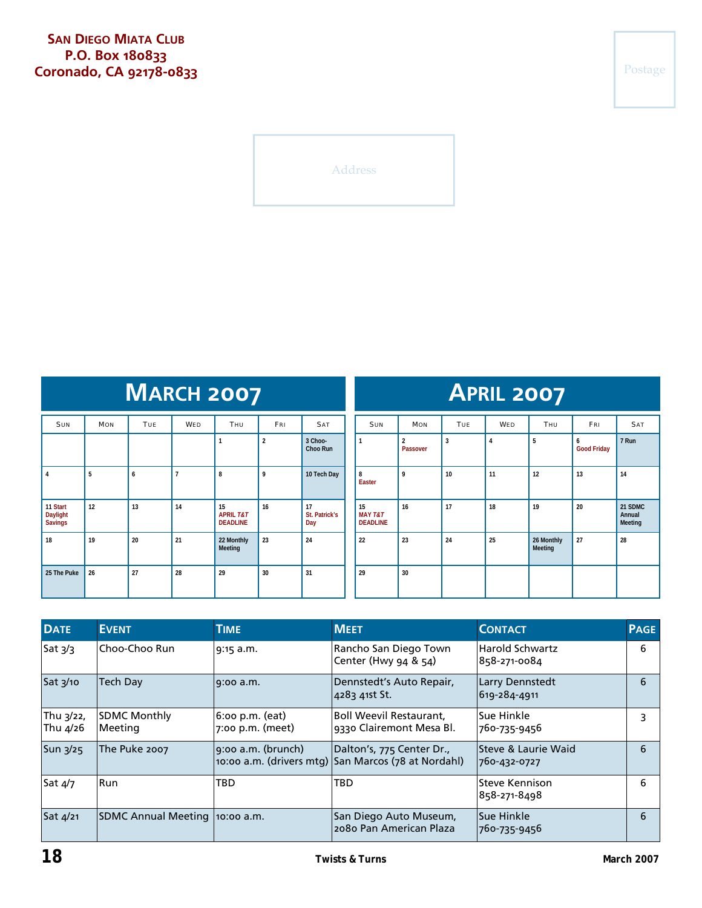San Diego Miata Club
P.O. Box 180833
Coronado, CA 92178-0833

Postage

Address

## March 2007

| Sun | Mon | Tue | Wed | Thu | Fri | Sat |
|---|---|---|---|---|---|---|
| | | | | 1 | 2 | 3 Choo-Choo Run |
| 4 | 5 | 6 | 7 | 8 | 9 | 10 Tech Day |
| 11 Start Daylight Savings | 12 | 13 | 14 | 15 APRIL *T&T* DEADLINE | 16 | 17 St. Patrick's Day |
| 18 | 19 | 20 | 21 | 22 Monthly Meeting | 23 | 24 |
| 25 The Puke | 26 | 27 | 28 | 29 | 30 | 31 |

## April 2007

| Sun | Mon | Tue | Wed | Thu | Fri | Sat |
|---|---|---|---|---|---|---|
| 1 | 2 Passover | 3 | 4 | 5 | 6 Good Friday | 7 Run |
| 8 Easter | 9 | 10 | 11 | 12 | 13 | 14 |
| 15 MAY *T&T* DEADLINE | 16 | 17 | 18 | 19 | 20 | 21 SDMC Annual Meeting |
| 22 | 23 | 24 | 25 | 26 Monthly Meeting | 27 | 28 |
| 29 | 30 | | | | | |

| Date | Event | Time | Meet | Contact | Page |
|---|---|---|---|---|---|
| Sat 3/3 | Choo-Choo Run | 9:15 a.m. | Rancho San Diego Town Center (Hwy 94 & 54) | Harold Schwartz 858-271-0084 | 6 |
| Sat 3/10 | Tech Day | 9:00 a.m. | Dennstedt's Auto Repair, 4283 41st St. | Larry Dennstedt 619-284-4911 | 6 |
| Thu 3/22, Thu 4/26 | SDMC Monthly Meeting | 6:00 p.m. (eat) 7:00 p.m. (meet) | Boll Weevil Restaurant, 9330 Clairemont Mesa Bl. | Sue Hinkle 760-735-9456 | 3 |
| Sun 3/25 | The Puke 2007 | 9:00 a.m. (brunch) 10:00 a.m. (drivers mtg) | Dalton's, 775 Center Dr., San Marcos (78 at Nordahl) | Steve & Laurie Waid 760-432-0727 | 6 |
| Sat 4/7 | Run | TBD | TBD | Steve Kennison 858-271-8498 | 6 |
| Sat 4/21 | SDMC Annual Meeting | 10:00 a.m. | San Diego Auto Museum, 2080 Pan American Plaza | Sue Hinkle 760-735-9456 | 6 |